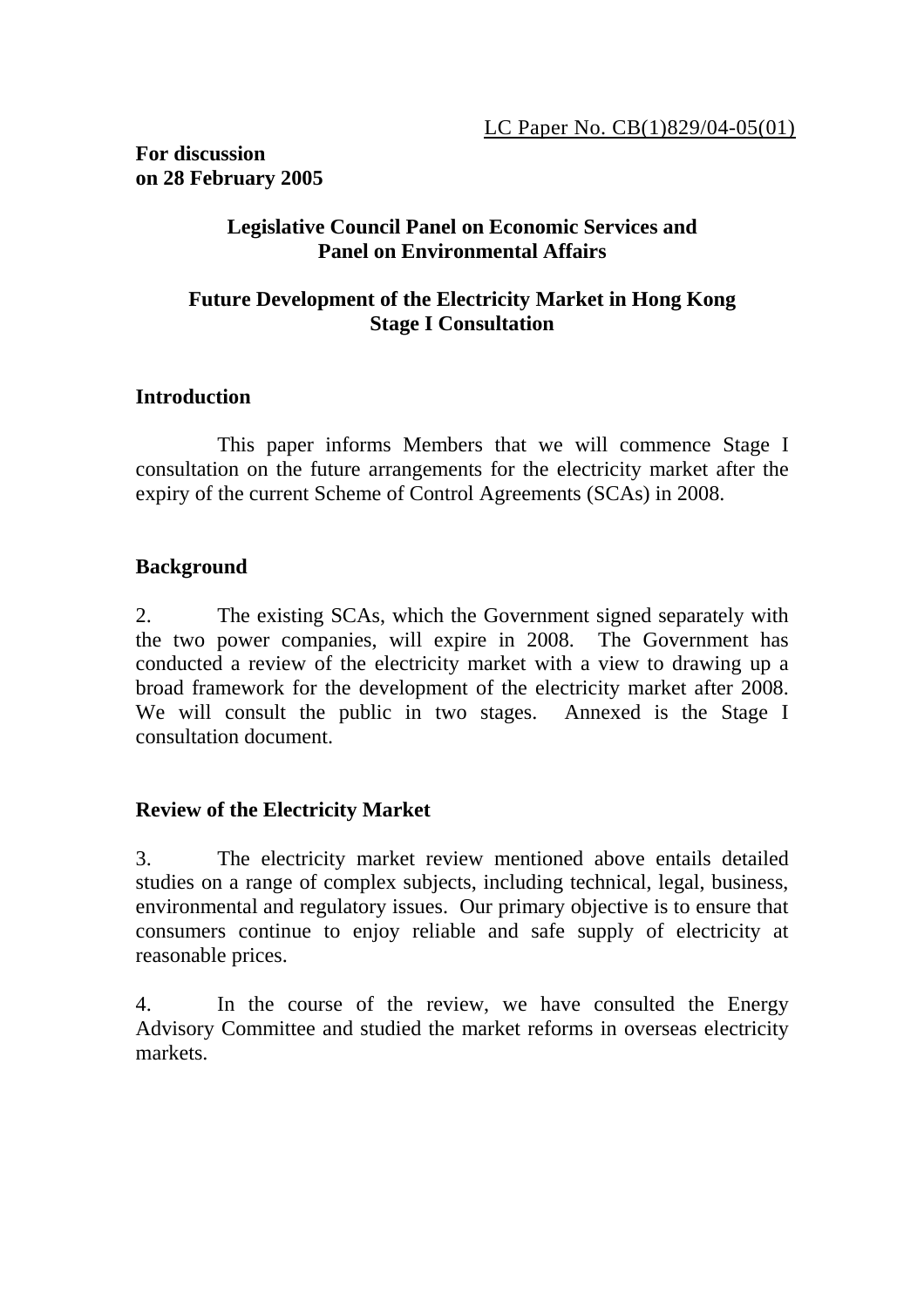LC Paper No. CB(1)829/04-05(01)

**For discussion**
**on 28 February 2005**

**Legislative Council Panel on Economic Services and**
**Panel on Environmental Affairs**

**Future Development of the Electricity Market in Hong Kong**
**Stage I Consultation**

## Introduction

This paper informs Members that we will commence Stage I consultation on the future arrangements for the electricity market after the expiry of the current Scheme of Control Agreements (SCAs) in 2008.

## Background

2. The existing SCAs, which the Government signed separately with the two power companies, will expire in 2008. The Government has conducted a review of the electricity market with a view to drawing up a broad framework for the development of the electricity market after 2008. We will consult the public in two stages. Annexed is the Stage I consultation document.

## Review of the Electricity Market

3. The electricity market review mentioned above entails detailed studies on a range of complex subjects, including technical, legal, business, environmental and regulatory issues. Our primary objective is to ensure that consumers continue to enjoy reliable and safe supply of electricity at reasonable prices.

4. In the course of the review, we have consulted the Energy Advisory Committee and studied the market reforms in overseas electricity markets.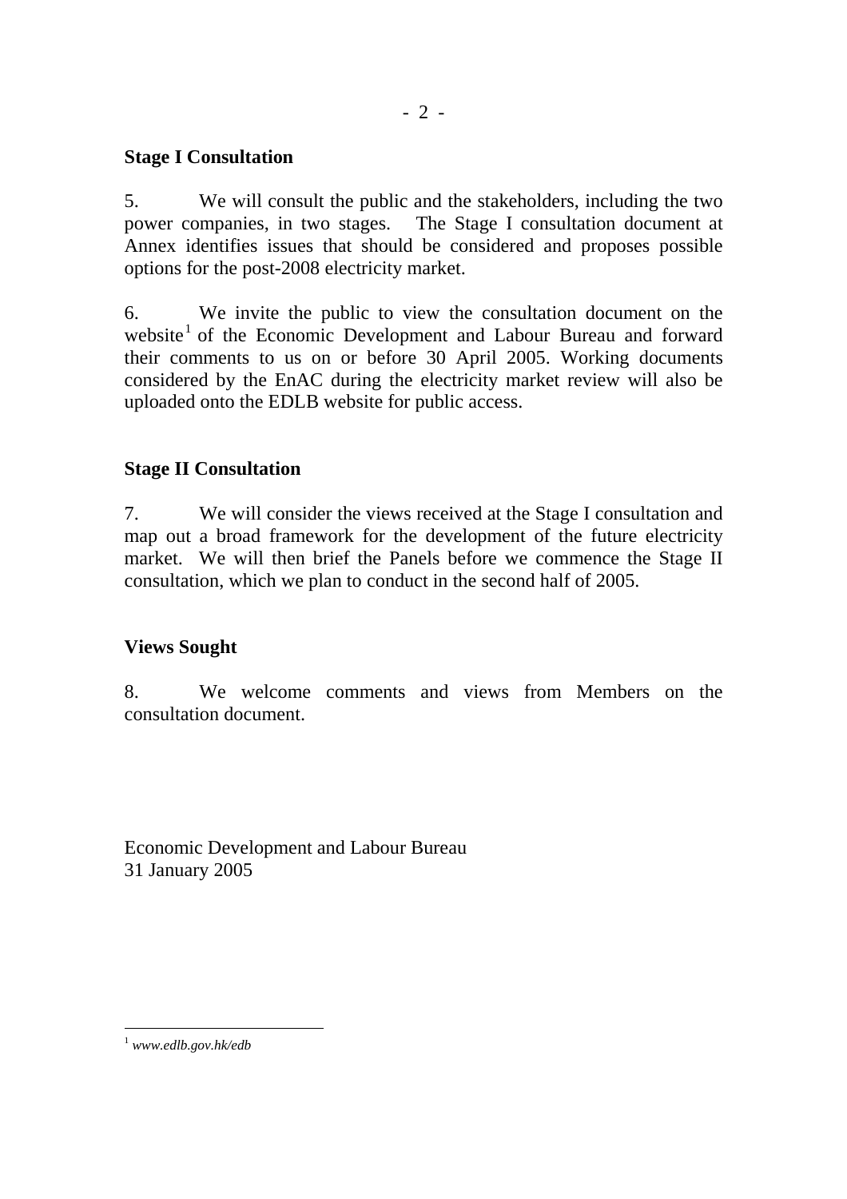## Stage I Consultation

5. We will consult the public and the stakeholders, including the two power companies, in two stages. The Stage I consultation document at Annex identifies issues that should be considered and proposes possible options for the post-2008 electricity market.

6. We invite the public to view the consultation document on the website[1] of the Economic Development and Labour Bureau and forward their comments to us on or before 30 April 2005. Working documents considered by the EnAC during the electricity market review will also be uploaded onto the EDLB website for public access.

## Stage II Consultation

7. We will consider the views received at the Stage I consultation and map out a broad framework for the development of the future electricity market. We will then brief the Panels before we commence the Stage II consultation, which we plan to conduct in the second half of 2005.

## Views Sought

8. We welcome comments and views from Members on the consultation document.

Economic Development and Labour Bureau
31 January 2005

[1] *www.edlb.gov.hk/edb*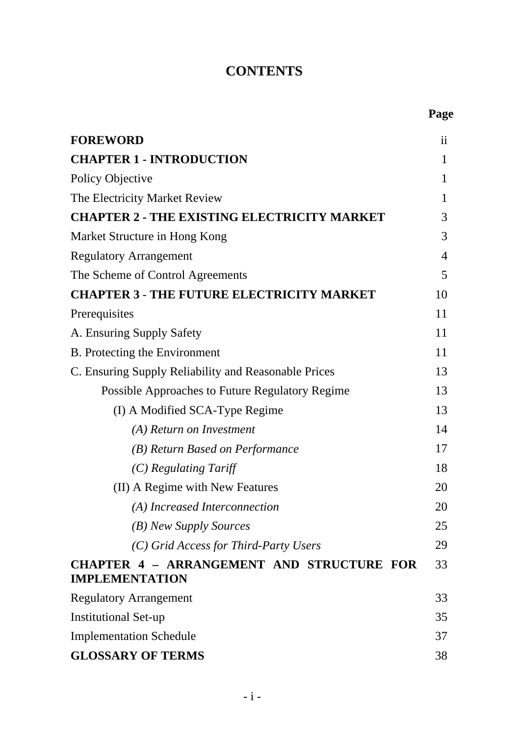# CONTENTS

| | Page |
|---|---|
| **FOREWORD** | ii |
| **CHAPTER 1 - INTRODUCTION** | 1 |
| Policy Objective | 1 |
| The Electricity Market Review | 1 |
| **CHAPTER 2 - THE EXISTING ELECTRICITY MARKET** | 3 |
| Market Structure in Hong Kong | 3 |
| Regulatory Arrangement | 4 |
| The Scheme of Control Agreements | 5 |
| **CHAPTER 3 - THE FUTURE ELECTRICITY MARKET** | 10 |
| Prerequisites | 11 |
| A. Ensuring Supply Safety | 11 |
| B. Protecting the Environment | 11 |
| C. Ensuring Supply Reliability and Reasonable Prices | 13 |
| Possible Approaches to Future Regulatory Regime | 13 |
| (I) A Modified SCA-Type Regime | 13 |
| *(A) Return on Investment* | 14 |
| *(B) Return Based on Performance* | 17 |
| *(C) Regulating Tariff* | 18 |
| (II) A Regime with New Features | 20 |
| *(A) Increased Interconnection* | 20 |
| *(B) New Supply Sources* | 25 |
| *(C) Grid Access for Third-Party Users* | 29 |
| **CHAPTER 4 – ARRANGEMENT AND STRUCTURE FOR IMPLEMENTATION** | 33 |
| Regulatory Arrangement | 33 |
| Institutional Set-up | 35 |
| Implementation Schedule | 37 |
| **GLOSSARY OF TERMS** | 38 |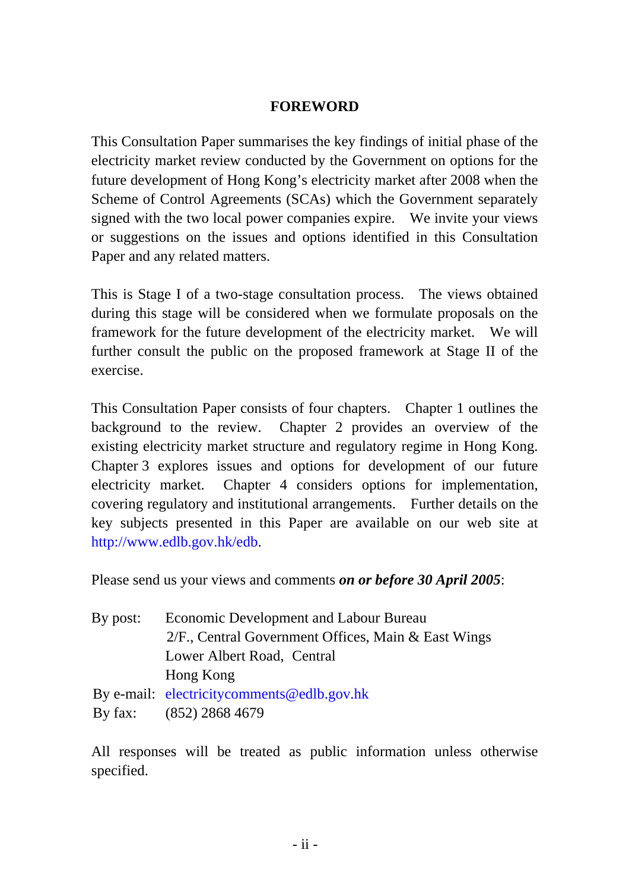# FOREWORD

This Consultation Paper summarises the key findings of initial phase of the electricity market review conducted by the Government on options for the future development of Hong Kong's electricity market after 2008 when the Scheme of Control Agreements (SCAs) which the Government separately signed with the two local power companies expire. We invite your views or suggestions on the issues and options identified in this Consultation Paper and any related matters.

This is Stage I of a two-stage consultation process. The views obtained during this stage will be considered when we formulate proposals on the framework for the future development of the electricity market. We will further consult the public on the proposed framework at Stage II of the exercise.

This Consultation Paper consists of four chapters. Chapter 1 outlines the background to the review. Chapter 2 provides an overview of the existing electricity market structure and regulatory regime in Hong Kong. Chapter 3 explores issues and options for development of our future electricity market. Chapter 4 considers options for implementation, covering regulatory and institutional arrangements. Further details on the key subjects presented in this Paper are available on our web site at http://www.edlb.gov.hk/edb.

Please send us your views and comments ***on or before 30 April 2005***:

By post: Economic Development and Labour Bureau
2/F., Central Government Offices, Main & East Wings
Lower Albert Road, Central
Hong Kong

By e-mail: electricitycomments@edlb.gov.hk

By fax: (852) 2868 4679

All responses will be treated as public information unless otherwise specified.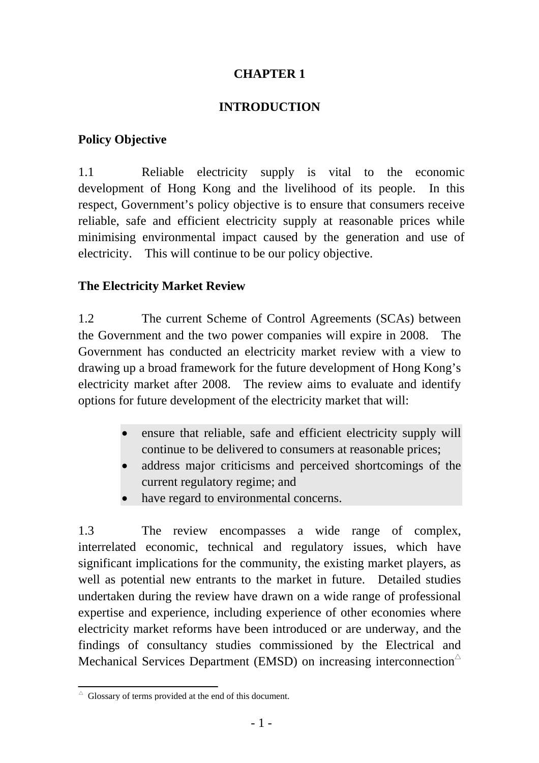# CHAPTER 1

# INTRODUCTION

## Policy Objective

1.1 Reliable electricity supply is vital to the economic development of Hong Kong and the livelihood of its people. In this respect, Government's policy objective is to ensure that consumers receive reliable, safe and efficient electricity supply at reasonable prices while minimising environmental impact caused by the generation and use of electricity. This will continue to be our policy objective.

## The Electricity Market Review

1.2 The current Scheme of Control Agreements (SCAs) between the Government and the two power companies will expire in 2008. The Government has conducted an electricity market review with a view to drawing up a broad framework for the future development of Hong Kong's electricity market after 2008. The review aims to evaluate and identify options for future development of the electricity market that will:

- ensure that reliable, safe and efficient electricity supply will continue to be delivered to consumers at reasonable prices;
- address major criticisms and perceived shortcomings of the current regulatory regime; and
- have regard to environmental concerns.

1.3 The review encompasses a wide range of complex, interrelated economic, technical and regulatory issues, which have significant implications for the community, the existing market players, as well as potential new entrants to the market in future. Detailed studies undertaken during the review have drawn on a wide range of professional expertise and experience, including experience of other economies where electricity market reforms have been introduced or are underway, and the findings of consultancy studies commissioned by the Electrical and Mechanical Services Department (EMSD) on increasing interconnection△

△ Glossary of terms provided at the end of this document.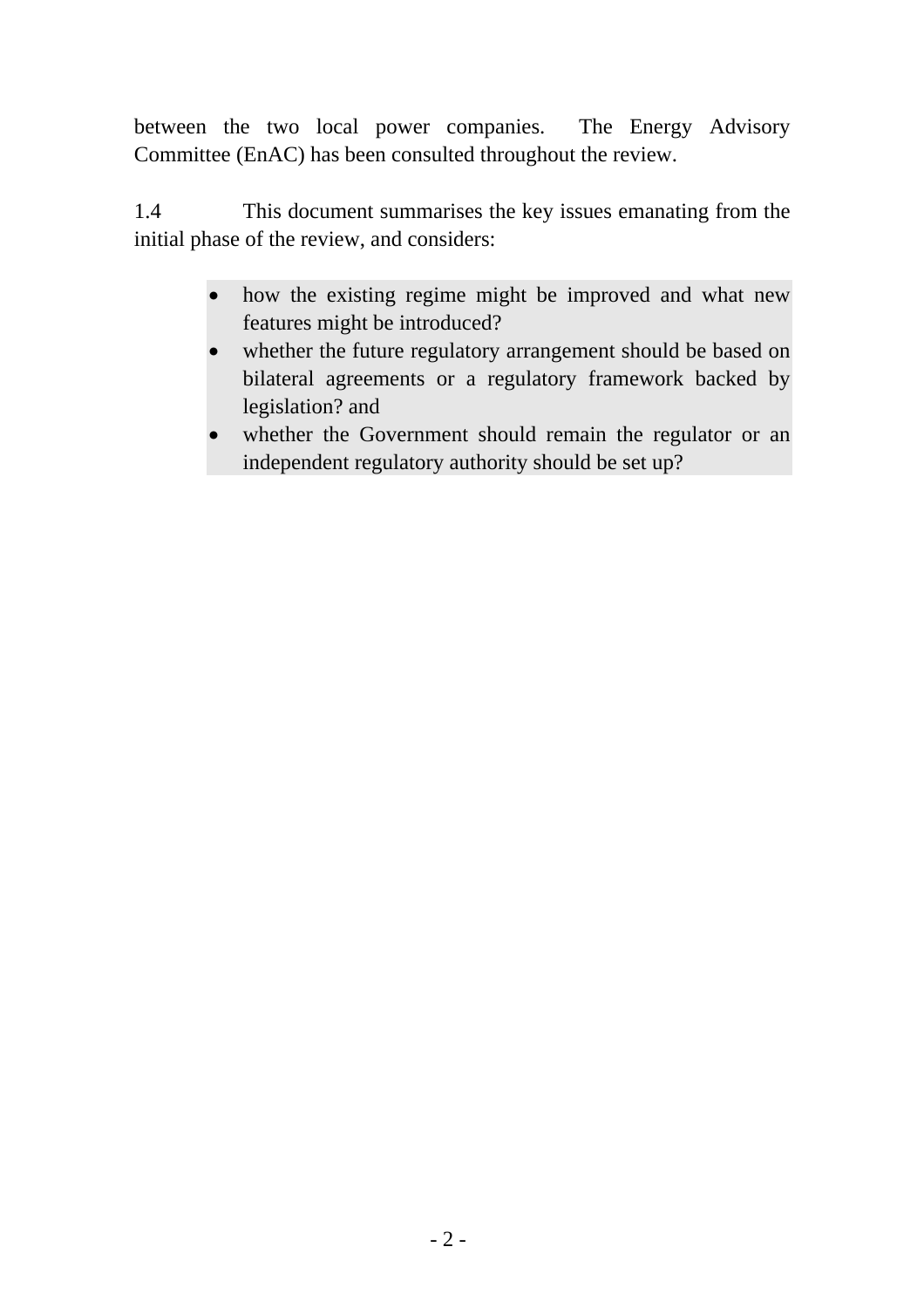between the two local power companies. The Energy Advisory Committee (EnAC) has been consulted throughout the review.

1.4 This document summarises the key issues emanating from the initial phase of the review, and considers:

- how the existing regime might be improved and what new features might be introduced?
- whether the future regulatory arrangement should be based on bilateral agreements or a regulatory framework backed by legislation? and
- whether the Government should remain the regulator or an independent regulatory authority should be set up?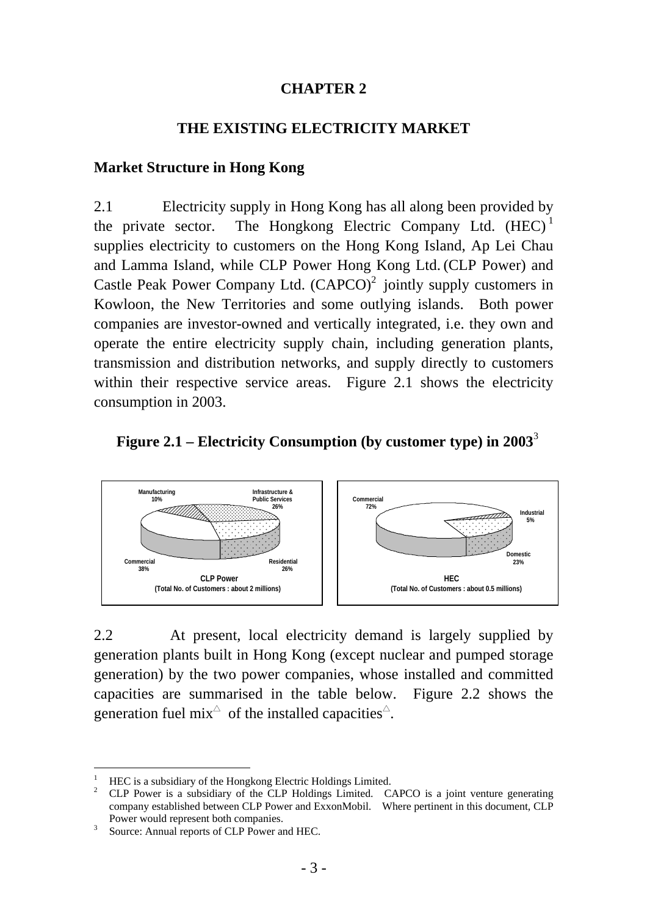# CHAPTER 2

## THE EXISTING ELECTRICITY MARKET

### Market Structure in Hong Kong

2.1 Electricity supply in Hong Kong has all along been provided by the private sector. The Hongkong Electric Company Ltd. (HEC)[1] supplies electricity to customers on the Hong Kong Island, Ap Lei Chau and Lamma Island, while CLP Power Hong Kong Ltd. (CLP Power) and Castle Peak Power Company Ltd. (CAPCO)[2] jointly supply customers in Kowloon, the New Territories and some outlying islands. Both power companies are investor-owned and vertically integrated, i.e. they own and operate the entire electricity supply chain, including generation plants, transmission and distribution networks, and supply directly to customers within their respective service areas. Figure 2.1 shows the electricity consumption in 2003.

**Figure 2.1 – Electricity Consumption (by customer type) in 2003**[3]

Manufacturing 10%; Infrastructure & Public Services 26%; Commercial 38%; Residential 26%

**CLP Power**
**(Total No. of Customers : about 2 millions)**

Commercial 72%; Industrial 5%; Domestic 23%

**HEC**
**(Total No. of Customers : about 0.5 millions)**

2.2 At present, local electricity demand is largely supplied by generation plants built in Hong Kong (except nuclear and pumped storage generation) by the two power companies, whose installed and committed capacities are summarised in the table below. Figure 2.2 shows the generation fuel mix△ of the installed capacities△.

---

1 HEC is a subsidiary of the Hongkong Electric Holdings Limited.

2 CLP Power is a subsidiary of the CLP Holdings Limited. CAPCO is a joint venture generating company established between CLP Power and ExxonMobil. Where pertinent in this document, CLP Power would represent both companies.

3 Source: Annual reports of CLP Power and HEC.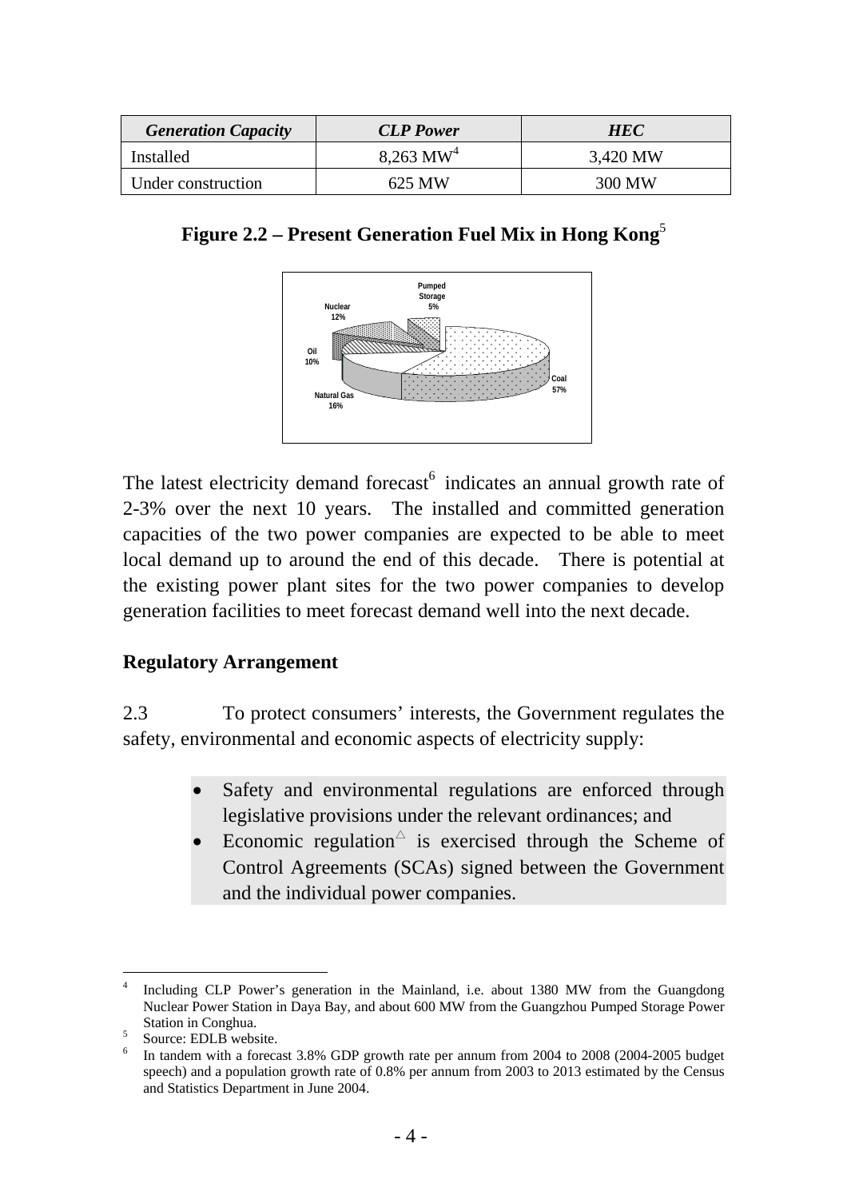| *Generation Capacity* | *CLP Power* | *HEC* |
| --- | --- | --- |
| Installed | 8,263 MW[4] | 3,420 MW |
| Under construction | 625 MW | 300 MW |

**Figure 2.2 – Present Generation Fuel Mix in Hong Kong**[5]

Pumped Storage 5%
Nuclear 12%
Oil 10%
Natural Gas 16%
Coal 57%

The latest electricity demand forecast[6] indicates an annual growth rate of 2-3% over the next 10 years. The installed and committed generation capacities of the two power companies are expected to be able to meet local demand up to around the end of this decade. There is potential at the existing power plant sites for the two power companies to develop generation facilities to meet forecast demand well into the next decade.

**Regulatory Arrangement**

2.3 To protect consumers' interests, the Government regulates the safety, environmental and economic aspects of electricity supply:

- Safety and environmental regulations are enforced through legislative provisions under the relevant ordinances; and
- Economic regulation△ is exercised through the Scheme of Control Agreements (SCAs) signed between the Government and the individual power companies.

---

4 Including CLP Power's generation in the Mainland, i.e. about 1380 MW from the Guangdong Nuclear Power Station in Daya Bay, and about 600 MW from the Guangzhou Pumped Storage Power Station in Conghua.

5 Source: EDLB website.

6 In tandem with a forecast 3.8% GDP growth rate per annum from 2004 to 2008 (2004-2005 budget speech) and a population growth rate of 0.8% per annum from 2003 to 2013 estimated by the Census and Statistics Department in June 2004.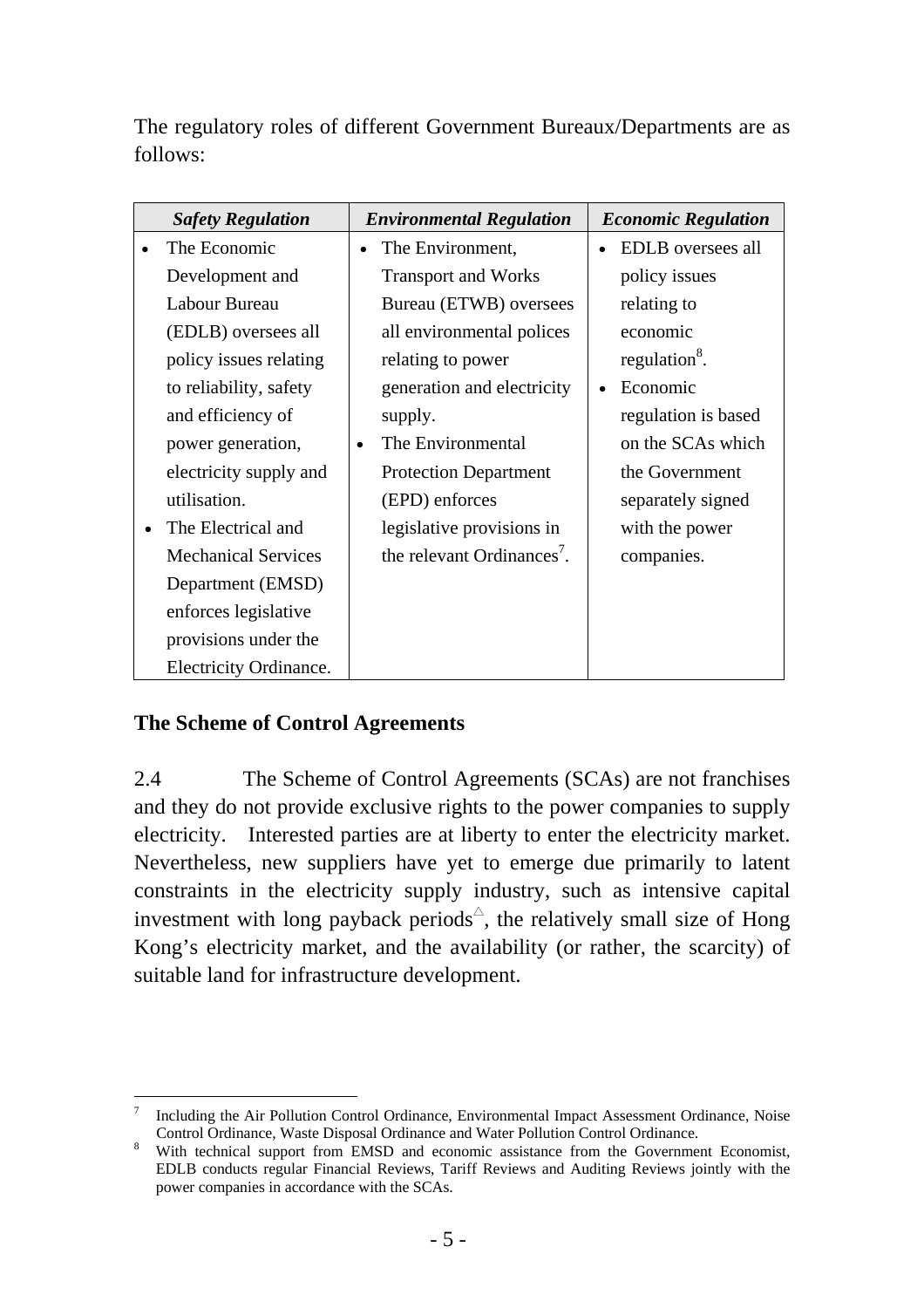The regulatory roles of different Government Bureaux/Departments are as follows:

| *Safety Regulation* | *Environmental Regulation* | *Economic Regulation* |
|---|---|---|
| • The Economic Development and Labour Bureau (EDLB) oversees all policy issues relating to reliability, safety and efficiency of power generation, electricity supply and utilisation.<br>• The Electrical and Mechanical Services Department (EMSD) enforces legislative provisions under the Electricity Ordinance. | • The Environment, Transport and Works Bureau (ETWB) oversees all environmental polices relating to power generation and electricity supply.<br>• The Environmental Protection Department (EPD) enforces legislative provisions in the relevant Ordinances[7]. | • EDLB oversees all policy issues relating to economic regulation[8].<br>• Economic regulation is based on the SCAs which the Government separately signed with the power companies. |

## The Scheme of Control Agreements

2.4 The Scheme of Control Agreements (SCAs) are not franchises and they do not provide exclusive rights to the power companies to supply electricity. Interested parties are at liberty to enter the electricity market. Nevertheless, new suppliers have yet to emerge due primarily to latent constraints in the electricity supply industry, such as intensive capital investment with long payback periods[△], the relatively small size of Hong Kong's electricity market, and the availability (or rather, the scarcity) of suitable land for infrastructure development.

---

[7] Including the Air Pollution Control Ordinance, Environmental Impact Assessment Ordinance, Noise Control Ordinance, Waste Disposal Ordinance and Water Pollution Control Ordinance.

[8] With technical support from EMSD and economic assistance from the Government Economist, EDLB conducts regular Financial Reviews, Tariff Reviews and Auditing Reviews jointly with the power companies in accordance with the SCAs.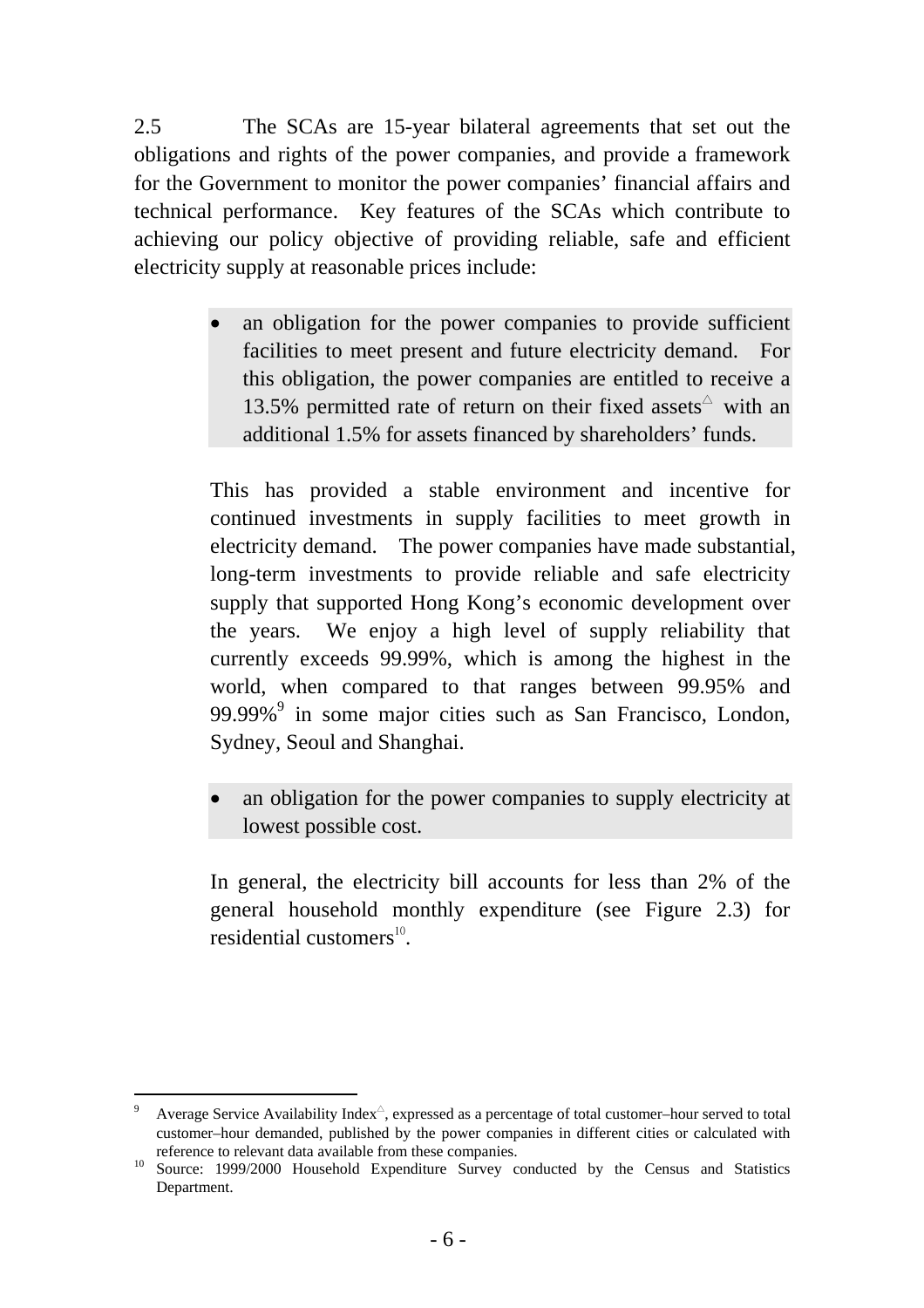2.5 The SCAs are 15-year bilateral agreements that set out the obligations and rights of the power companies, and provide a framework for the Government to monitor the power companies' financial affairs and technical performance. Key features of the SCAs which contribute to achieving our policy objective of providing reliable, safe and efficient electricity supply at reasonable prices include:

- an obligation for the power companies to provide sufficient facilities to meet present and future electricity demand. For this obligation, the power companies are entitled to receive a 13.5% permitted rate of return on their fixed assets△ with an additional 1.5% for assets financed by shareholders' funds.

This has provided a stable environment and incentive for continued investments in supply facilities to meet growth in electricity demand. The power companies have made substantial, long-term investments to provide reliable and safe electricity supply that supported Hong Kong's economic development over the years. We enjoy a high level of supply reliability that currently exceeds 99.99%, which is among the highest in the world, when compared to that ranges between 99.95% and 99.99%[9] in some major cities such as San Francisco, London, Sydney, Seoul and Shanghai.

- an obligation for the power companies to supply electricity at lowest possible cost.

In general, the electricity bill accounts for less than 2% of the general household monthly expenditure (see Figure 2.3) for residential customers[10].

---

[9] Average Service Availability Index△, expressed as a percentage of total customer–hour served to total customer–hour demanded, published by the power companies in different cities or calculated with reference to relevant data available from these companies.

[10] Source: 1999/2000 Household Expenditure Survey conducted by the Census and Statistics Department.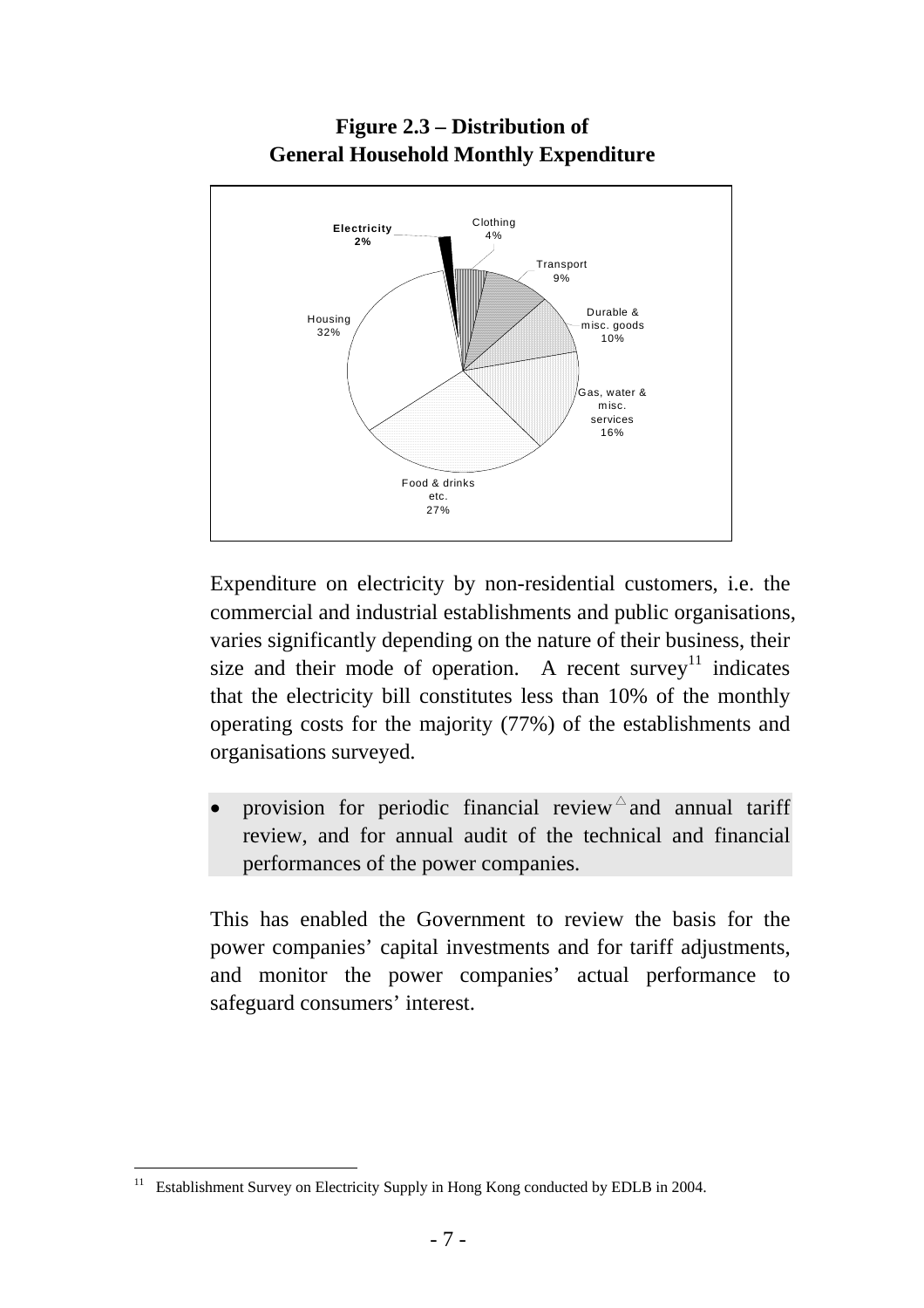**Figure 2.3 – Distribution of General Household Monthly Expenditure**

Electricity 2%
Clothing 4%
Transport 9%
Durable & misc. goods 10%
Gas, water & misc. services 16%
Food & drinks etc. 27%
Housing 32%

Expenditure on electricity by non-residential customers, i.e. the commercial and industrial establishments and public organisations, varies significantly depending on the nature of their business, their size and their mode of operation. A recent survey[11] indicates that the electricity bill constitutes less than 10% of the monthly operating costs for the majority (77%) of the establishments and organisations surveyed.

- provision for periodic financial review△ and annual tariff review, and for annual audit of the technical and financial performances of the power companies.

This has enabled the Government to review the basis for the power companies' capital investments and for tariff adjustments, and monitor the power companies' actual performance to safeguard consumers' interest.

[11] Establishment Survey on Electricity Supply in Hong Kong conducted by EDLB in 2004.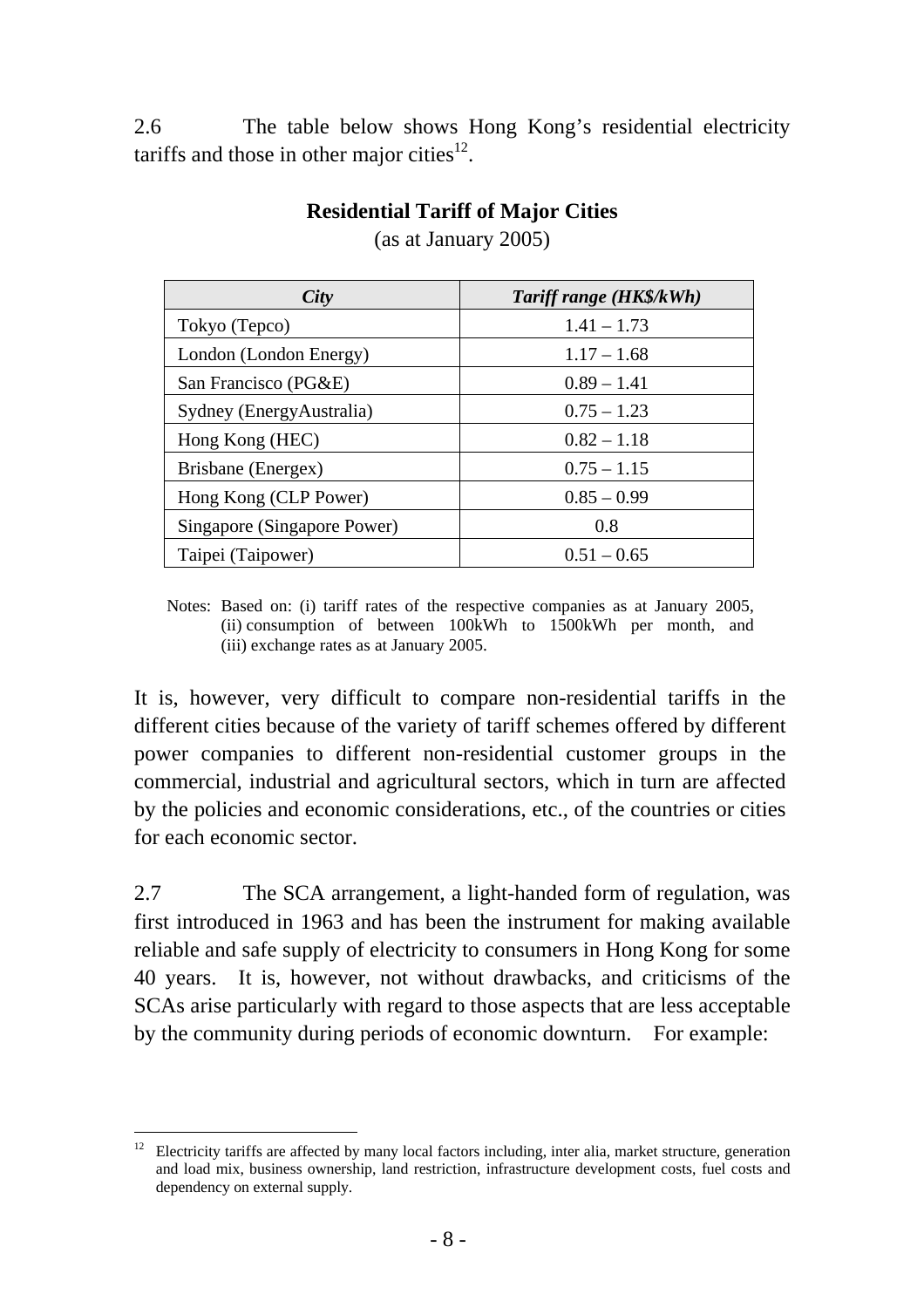2.6 The table below shows Hong Kong's residential electricity tariffs and those in other major cities[12].

**Residential Tariff of Major Cities**

(as at January 2005)

| *City* | *Tariff range (HK$/kWh)* |
|---|---|
| Tokyo (Tepco) | 1.41 – 1.73 |
| London (London Energy) | 1.17 – 1.68 |
| San Francisco (PG&E) | 0.89 – 1.41 |
| Sydney (EnergyAustralia) | 0.75 – 1.23 |
| Hong Kong (HEC) | 0.82 – 1.18 |
| Brisbane (Energex) | 0.75 – 1.15 |
| Hong Kong (CLP Power) | 0.85 – 0.99 |
| Singapore (Singapore Power) | 0.8 |
| Taipei (Taipower) | 0.51 – 0.65 |

Notes: Based on: (i) tariff rates of the respective companies as at January 2005, (ii) consumption of between 100kWh to 1500kWh per month, and (iii) exchange rates as at January 2005.

It is, however, very difficult to compare non-residential tariffs in the different cities because of the variety of tariff schemes offered by different power companies to different non-residential customer groups in the commercial, industrial and agricultural sectors, which in turn are affected by the policies and economic considerations, etc., of the countries or cities for each economic sector.

2.7 The SCA arrangement, a light-handed form of regulation, was first introduced in 1963 and has been the instrument for making available reliable and safe supply of electricity to consumers in Hong Kong for some 40 years. It is, however, not without drawbacks, and criticisms of the SCAs arise particularly with regard to those aspects that are less acceptable by the community during periods of economic downturn. For example:

[12] Electricity tariffs are affected by many local factors including, inter alia, market structure, generation and load mix, business ownership, land restriction, infrastructure development costs, fuel costs and dependency on external supply.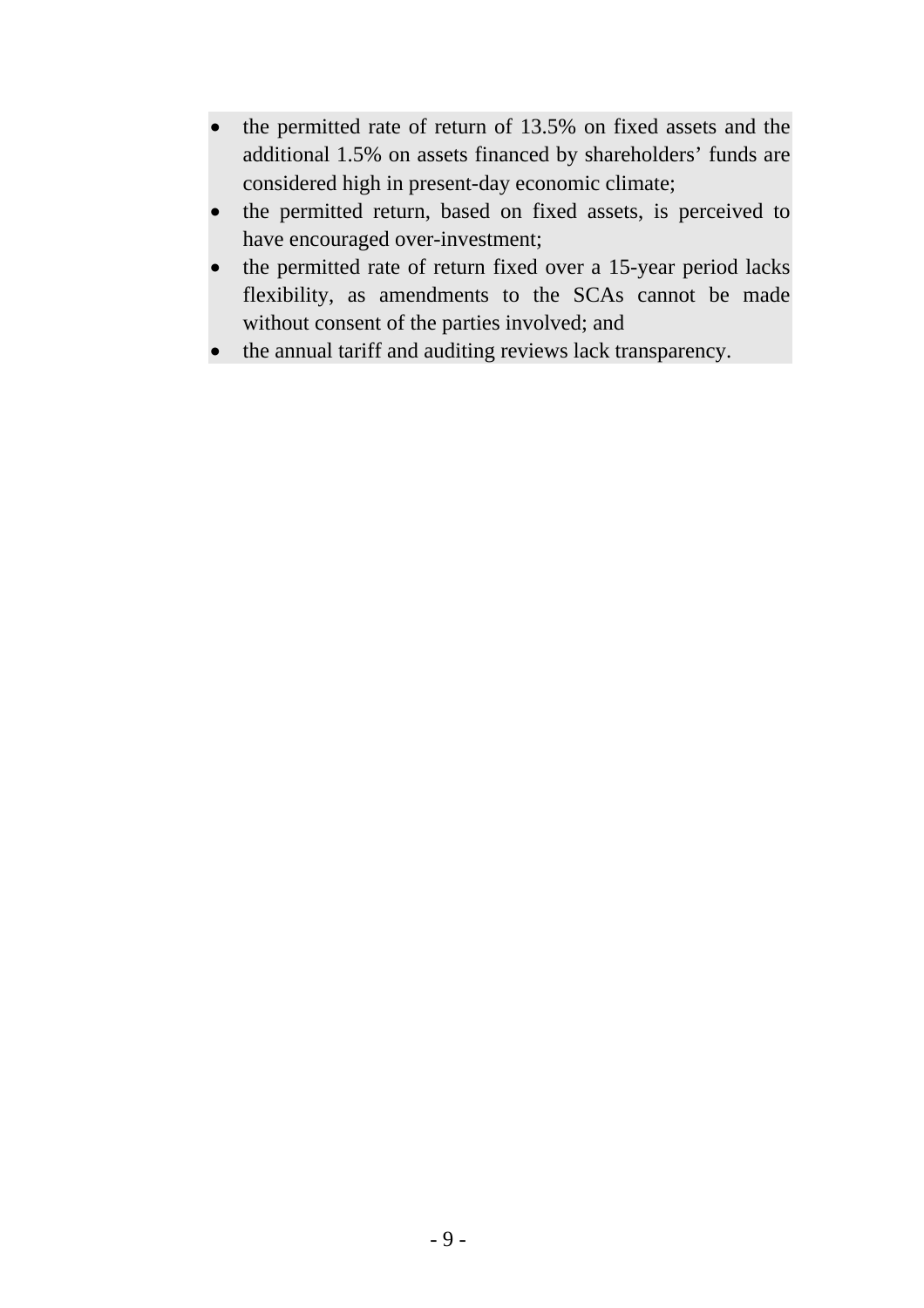- the permitted rate of return of 13.5% on fixed assets and the additional 1.5% on assets financed by shareholders' funds are considered high in present-day economic climate;
- the permitted return, based on fixed assets, is perceived to have encouraged over-investment;
- the permitted rate of return fixed over a 15-year period lacks flexibility, as amendments to the SCAs cannot be made without consent of the parties involved; and
- the annual tariff and auditing reviews lack transparency.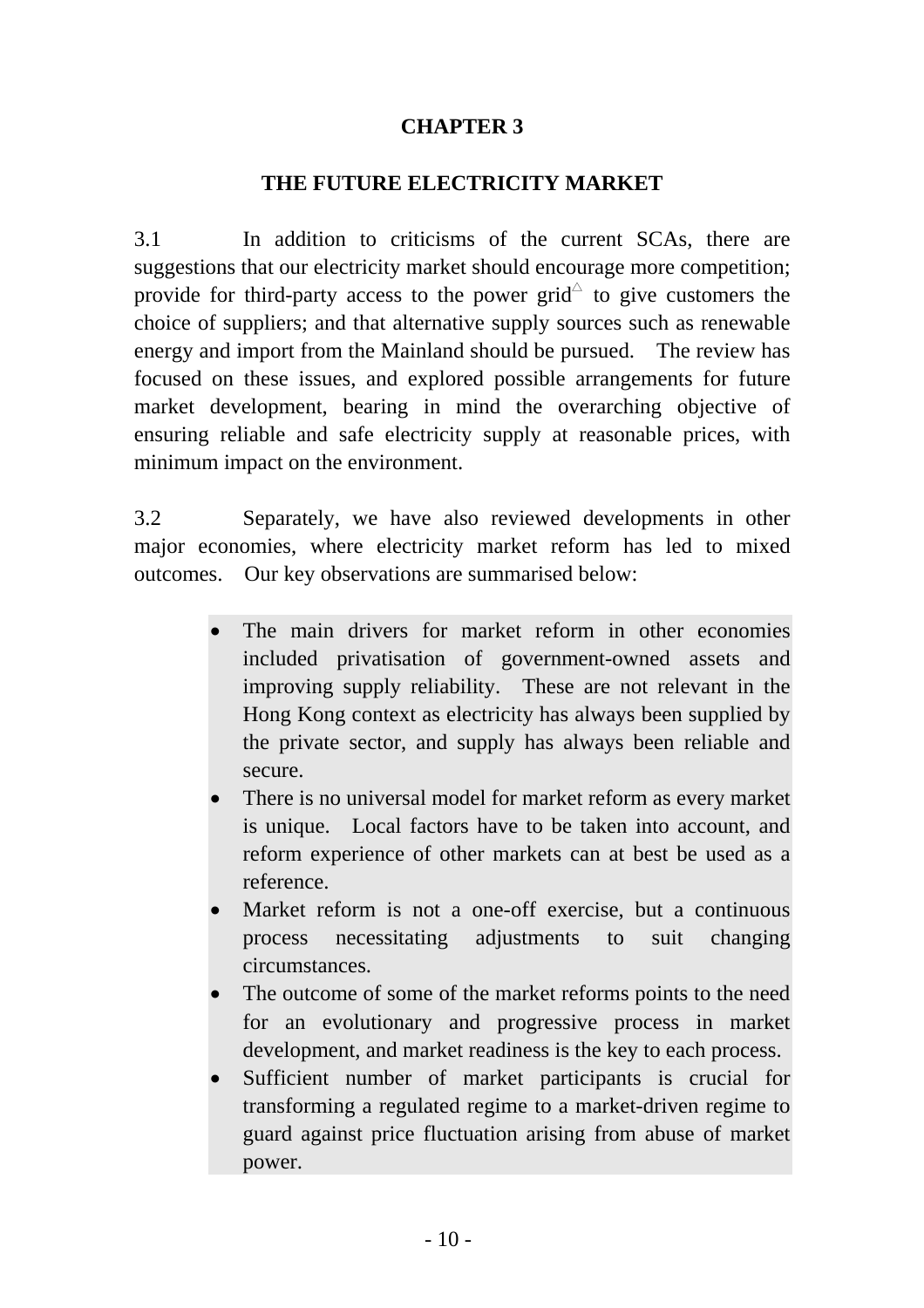# CHAPTER 3

## THE FUTURE ELECTRICITY MARKET

3.1 In addition to criticisms of the current SCAs, there are suggestions that our electricity market should encourage more competition; provide for third-party access to the power grid△ to give customers the choice of suppliers; and that alternative supply sources such as renewable energy and import from the Mainland should be pursued. The review has focused on these issues, and explored possible arrangements for future market development, bearing in mind the overarching objective of ensuring reliable and safe electricity supply at reasonable prices, with minimum impact on the environment.

3.2 Separately, we have also reviewed developments in other major economies, where electricity market reform has led to mixed outcomes. Our key observations are summarised below:

- The main drivers for market reform in other economies included privatisation of government-owned assets and improving supply reliability. These are not relevant in the Hong Kong context as electricity has always been supplied by the private sector, and supply has always been reliable and secure.
- There is no universal model for market reform as every market is unique. Local factors have to be taken into account, and reform experience of other markets can at best be used as a reference.
- Market reform is not a one-off exercise, but a continuous process necessitating adjustments to suit changing circumstances.
- The outcome of some of the market reforms points to the need for an evolutionary and progressive process in market development, and market readiness is the key to each process.
- Sufficient number of market participants is crucial for transforming a regulated regime to a market-driven regime to guard against price fluctuation arising from abuse of market power.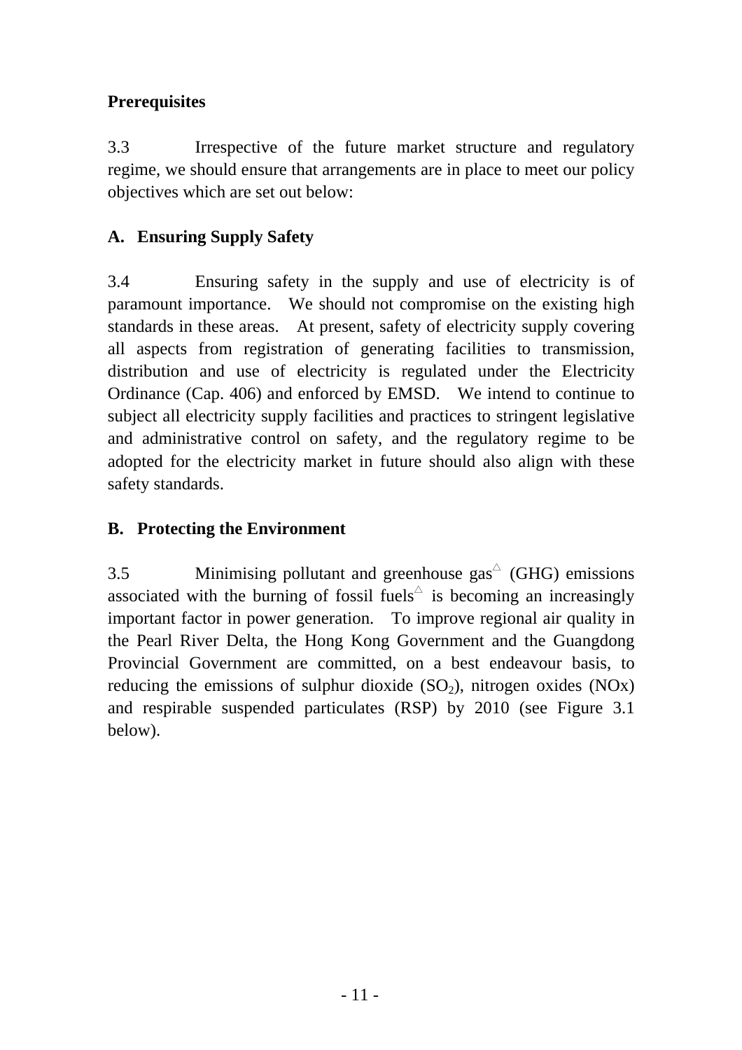**Prerequisites**

3.3 Irrespective of the future market structure and regulatory regime, we should ensure that arrangements are in place to meet our policy objectives which are set out below:

**A. Ensuring Supply Safety**

3.4 Ensuring safety in the supply and use of electricity is of paramount importance. We should not compromise on the existing high standards in these areas. At present, safety of electricity supply covering all aspects from registration of generating facilities to transmission, distribution and use of electricity is regulated under the Electricity Ordinance (Cap. 406) and enforced by EMSD. We intend to continue to subject all electricity supply facilities and practices to stringent legislative and administrative control on safety, and the regulatory regime to be adopted for the electricity market in future should also align with these safety standards.

**B. Protecting the Environment**

3.5 Minimising pollutant and greenhouse gas△ (GHG) emissions associated with the burning of fossil fuels△ is becoming an increasingly important factor in power generation. To improve regional air quality in the Pearl River Delta, the Hong Kong Government and the Guangdong Provincial Government are committed, on a best endeavour basis, to reducing the emissions of sulphur dioxide ($SO_2$), nitrogen oxides (NOx) and respirable suspended particulates (RSP) by 2010 (see Figure 3.1 below).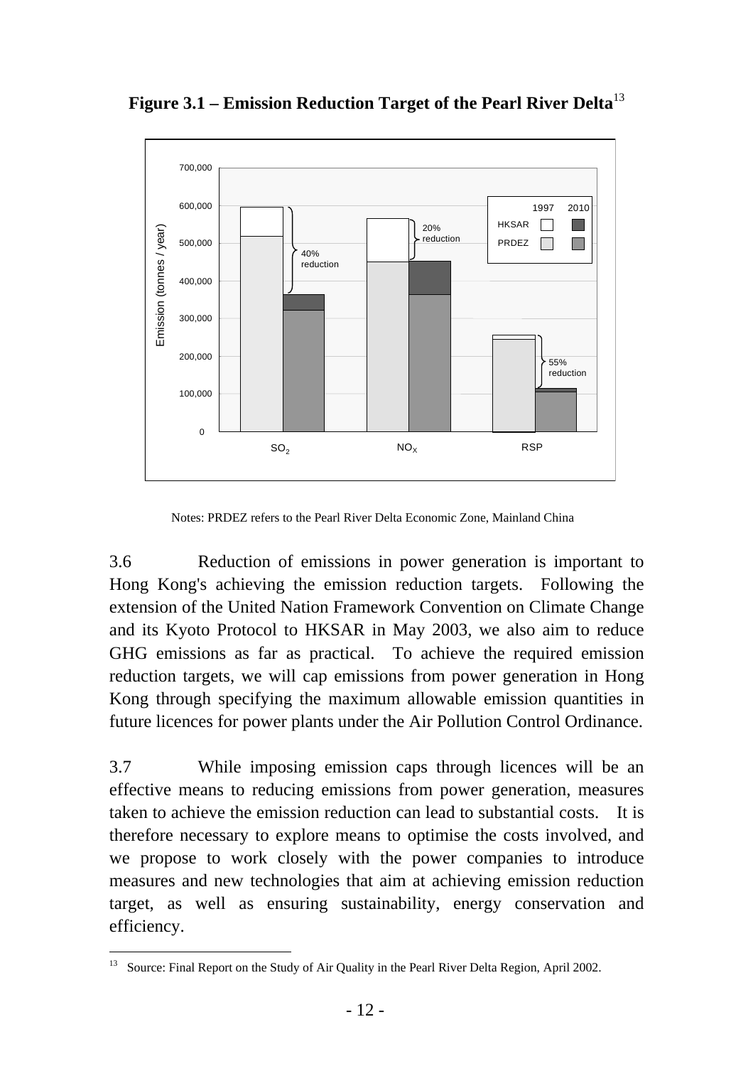**Figure 3.1 – Emission Reduction Target of the Pearl River Delta**[13]

Notes: PRDEZ refers to the Pearl River Delta Economic Zone, Mainland China

3.6 Reduction of emissions in power generation is important to Hong Kong's achieving the emission reduction targets. Following the extension of the United Nation Framework Convention on Climate Change and its Kyoto Protocol to HKSAR in May 2003, we also aim to reduce GHG emissions as far as practical. To achieve the required emission reduction targets, we will cap emissions from power generation in Hong Kong through specifying the maximum allowable emission quantities in future licences for power plants under the Air Pollution Control Ordinance.

3.7 While imposing emission caps through licences will be an effective means to reducing emissions from power generation, measures taken to achieve the emission reduction can lead to substantial costs. It is therefore necessary to explore means to optimise the costs involved, and we propose to work closely with the power companies to introduce measures and new technologies that aim at achieving emission reduction target, as well as ensuring sustainability, energy conservation and efficiency.

---

[13] Source: Final Report on the Study of Air Quality in the Pearl River Delta Region, April 2002.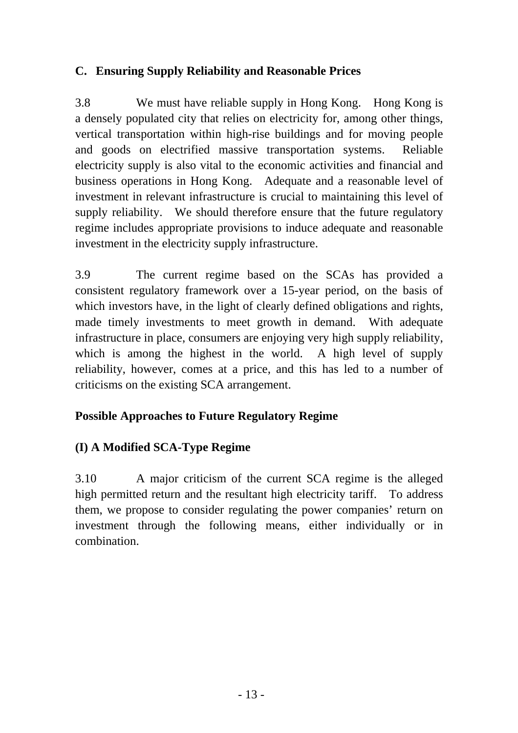## C. Ensuring Supply Reliability and Reasonable Prices

3.8 We must have reliable supply in Hong Kong. Hong Kong is a densely populated city that relies on electricity for, among other things, vertical transportation within high-rise buildings and for moving people and goods on electrified massive transportation systems. Reliable electricity supply is also vital to the economic activities and financial and business operations in Hong Kong. Adequate and a reasonable level of investment in relevant infrastructure is crucial to maintaining this level of supply reliability. We should therefore ensure that the future regulatory regime includes appropriate provisions to induce adequate and reasonable investment in the electricity supply infrastructure.

3.9 The current regime based on the SCAs has provided a consistent regulatory framework over a 15-year period, on the basis of which investors have, in the light of clearly defined obligations and rights, made timely investments to meet growth in demand. With adequate infrastructure in place, consumers are enjoying very high supply reliability, which is among the highest in the world. A high level of supply reliability, however, comes at a price, and this has led to a number of criticisms on the existing SCA arrangement.

### Possible Approaches to Future Regulatory Regime

### (I) A Modified SCA-Type Regime

3.10 A major criticism of the current SCA regime is the alleged high permitted return and the resultant high electricity tariff. To address them, we propose to consider regulating the power companies' return on investment through the following means, either individually or in combination.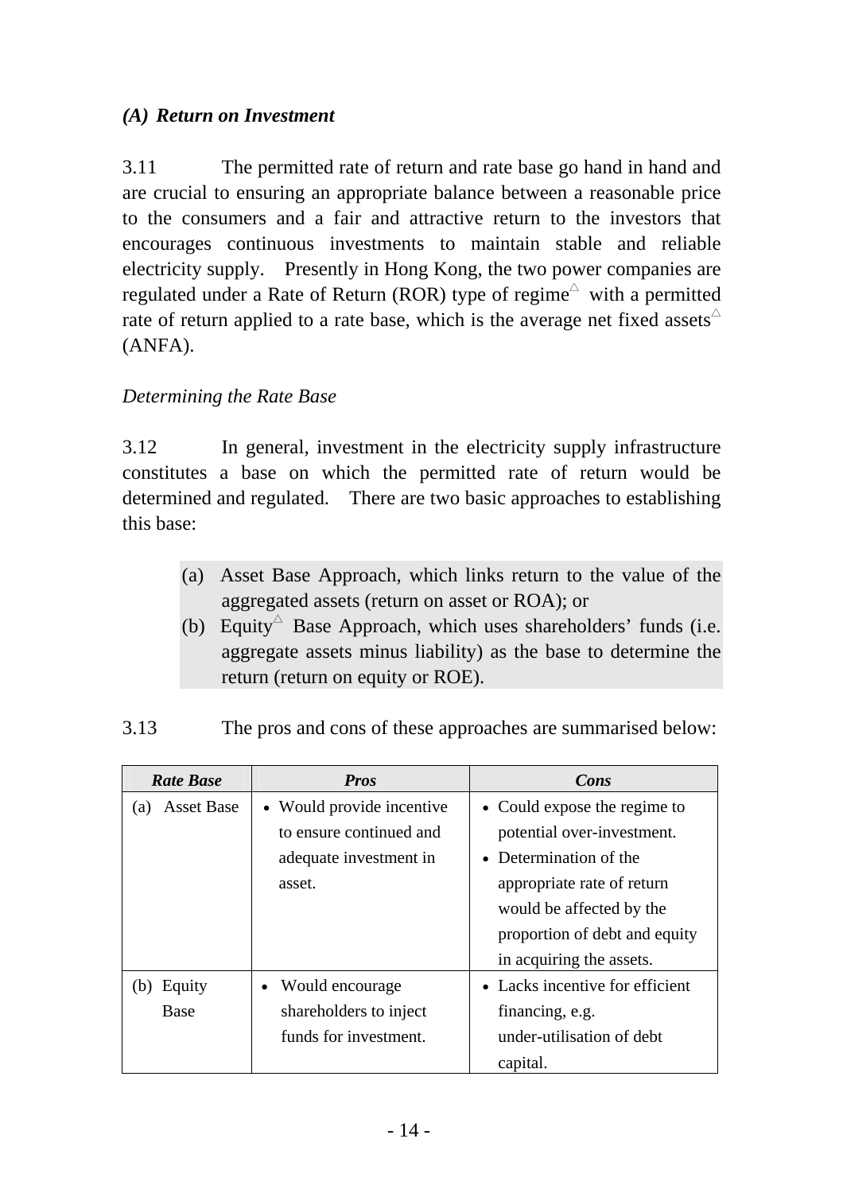### *(A) Return on Investment*

3.11 The permitted rate of return and rate base go hand in hand and are crucial to ensuring an appropriate balance between a reasonable price to the consumers and a fair and attractive return to the investors that encourages continuous investments to maintain stable and reliable electricity supply. Presently in Hong Kong, the two power companies are regulated under a Rate of Return (ROR) type of regime△ with a permitted rate of return applied to a rate base, which is the average net fixed assets△ (ANFA).

*Determining the Rate Base*

3.12 In general, investment in the electricity supply infrastructure constitutes a base on which the permitted rate of return would be determined and regulated. There are two basic approaches to establishing this base:

(a) Asset Base Approach, which links return to the value of the aggregated assets (return on asset or ROA); or
(b) Equity△ Base Approach, which uses shareholders' funds (i.e. aggregate assets minus liability) as the base to determine the return (return on equity or ROE).

3.13 The pros and cons of these approaches are summarised below:

| ***Rate Base*** | ***Pros*** | ***Cons*** |
|---|---|---|
| (a) Asset Base | • Would provide incentive to ensure continued and adequate investment in asset. | • Could expose the regime to potential over-investment.<br>• Determination of the appropriate rate of return would be affected by the proportion of debt and equity in acquiring the assets. |
| (b) Equity Base | • Would encourage shareholders to inject funds for investment. | • Lacks incentive for efficient financing, e.g. under-utilisation of debt capital. |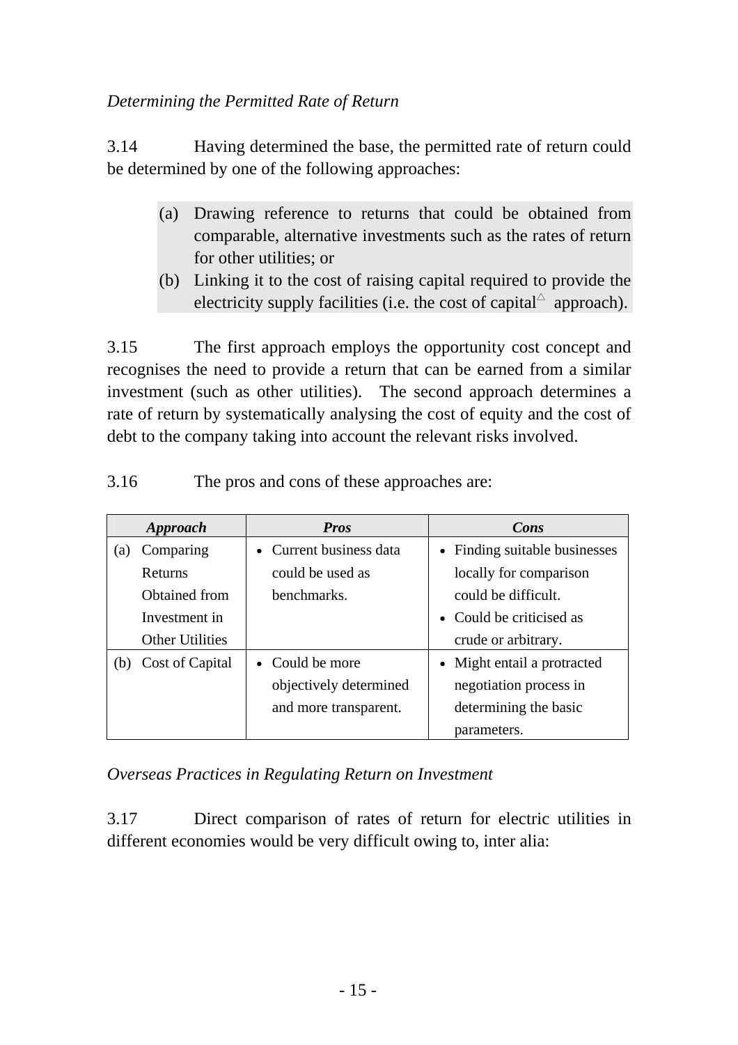*Determining the Permitted Rate of Return*

3.14 Having determined the base, the permitted rate of return could be determined by one of the following approaches:

> (a) Drawing reference to returns that could be obtained from comparable, alternative investments such as the rates of return for other utilities; or
> (b) Linking it to the cost of raising capital required to provide the electricity supply facilities (i.e. the cost of capital△ approach).

3.15 The first approach employs the opportunity cost concept and recognises the need to provide a return that can be earned from a similar investment (such as other utilities). The second approach determines a rate of return by systematically analysing the cost of equity and the cost of debt to the company taking into account the relevant risks involved.

3.16 The pros and cons of these approaches are:

| *Approach* | *Pros* | *Cons* |
|---|---|---|
| (a) Comparing Returns Obtained from Investment in Other Utilities | • Current business data could be used as benchmarks. | • Finding suitable businesses locally for comparison could be difficult.<br>• Could be criticised as crude or arbitrary. |
| (b) Cost of Capital | • Could be more objectively determined and more transparent. | • Might entail a protracted negotiation process in determining the basic parameters. |

*Overseas Practices in Regulating Return on Investment*

3.17 Direct comparison of rates of return for electric utilities in different economies would be very difficult owing to, inter alia: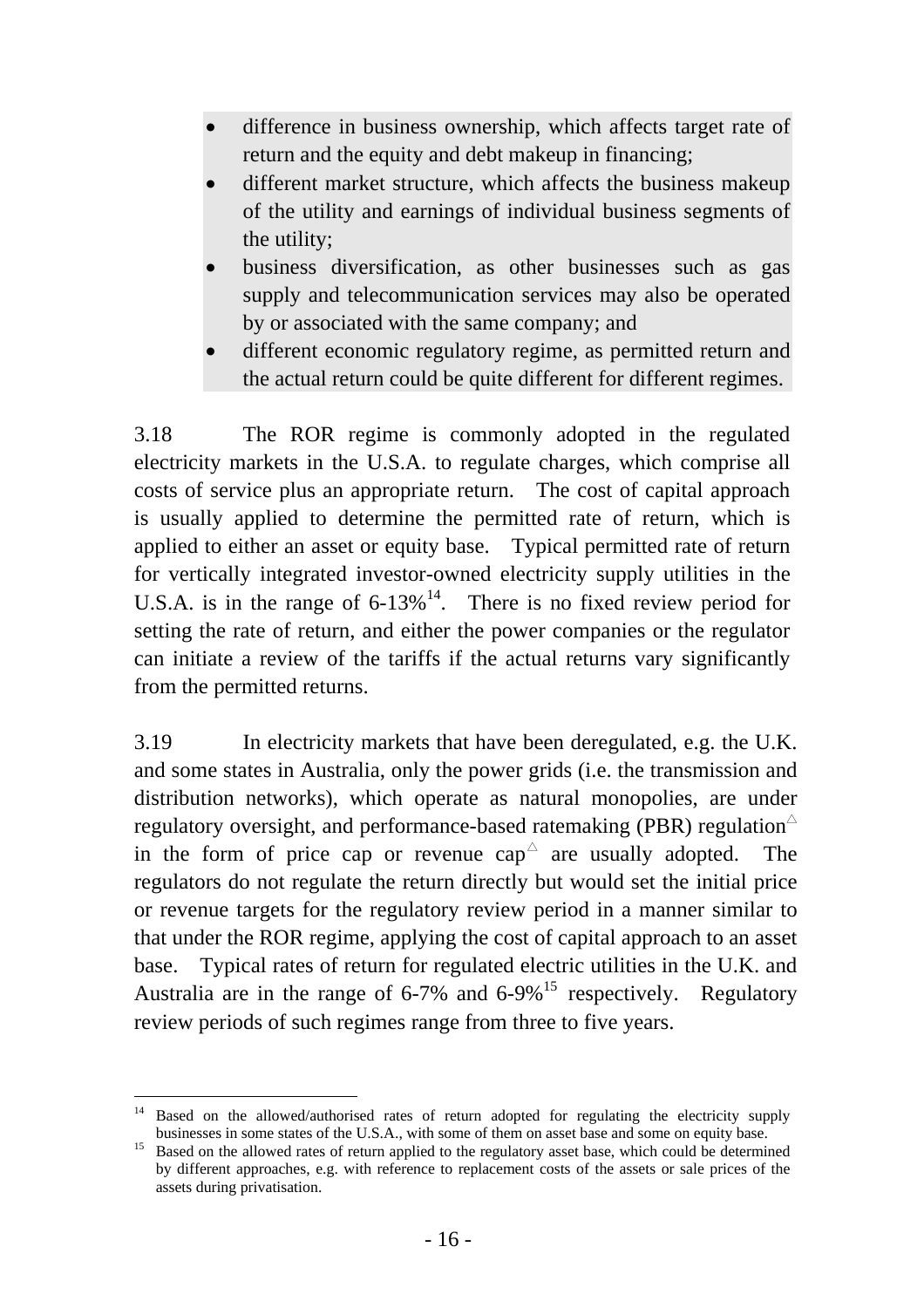- difference in business ownership, which affects target rate of return and the equity and debt makeup in financing;
- different market structure, which affects the business makeup of the utility and earnings of individual business segments of the utility;
- business diversification, as other businesses such as gas supply and telecommunication services may also be operated by or associated with the same company; and
- different economic regulatory regime, as permitted return and the actual return could be quite different for different regimes.

3.18 The ROR regime is commonly adopted in the regulated electricity markets in the U.S.A. to regulate charges, which comprise all costs of service plus an appropriate return. The cost of capital approach is usually applied to determine the permitted rate of return, which is applied to either an asset or equity base. Typical permitted rate of return for vertically integrated investor-owned electricity supply utilities in the U.S.A. is in the range of 6-13%[14]. There is no fixed review period for setting the rate of return, and either the power companies or the regulator can initiate a review of the tariffs if the actual returns vary significantly from the permitted returns.

3.19 In electricity markets that have been deregulated, e.g. the U.K. and some states in Australia, only the power grids (i.e. the transmission and distribution networks), which operate as natural monopolies, are under regulatory oversight, and performance-based ratemaking (PBR) regulation△ in the form of price cap or revenue cap△ are usually adopted. The regulators do not regulate the return directly but would set the initial price or revenue targets for the regulatory review period in a manner similar to that under the ROR regime, applying the cost of capital approach to an asset base. Typical rates of return for regulated electric utilities in the U.K. and Australia are in the range of 6-7% and 6-9%[15] respectively. Regulatory review periods of such regimes range from three to five years.

---

[14] Based on the allowed/authorised rates of return adopted for regulating the electricity supply businesses in some states of the U.S.A., with some of them on asset base and some on equity base.

[15] Based on the allowed rates of return applied to the regulatory asset base, which could be determined by different approaches, e.g. with reference to replacement costs of the assets or sale prices of the assets during privatisation.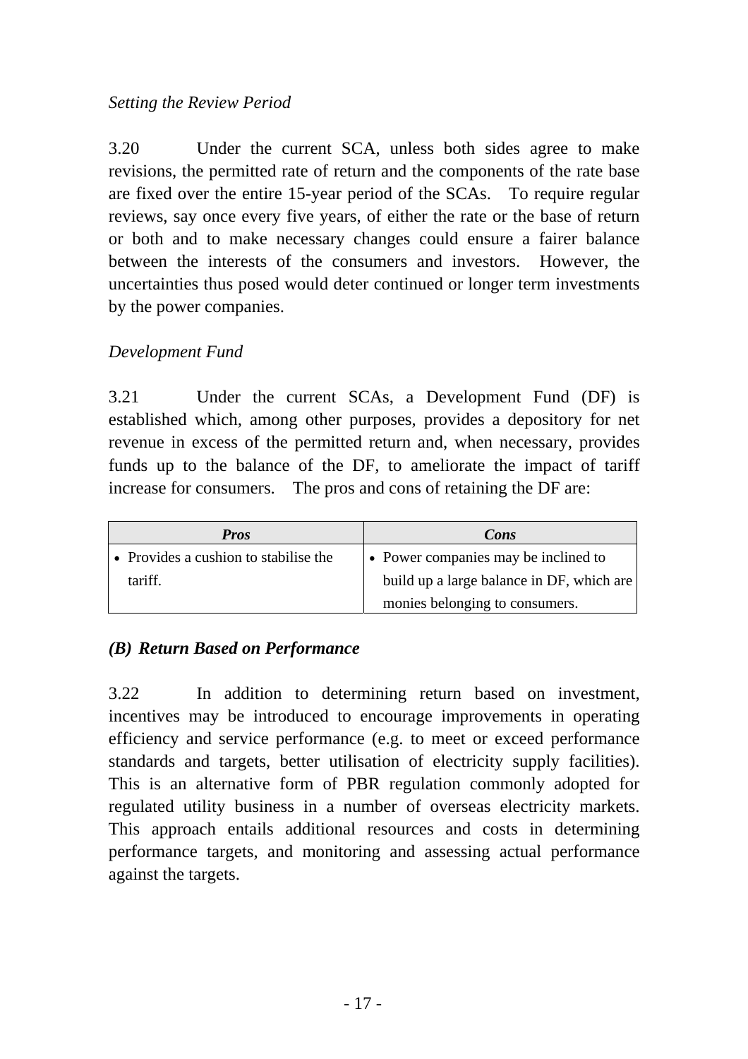*Setting the Review Period*

3.20 Under the current SCA, unless both sides agree to make revisions, the permitted rate of return and the components of the rate base are fixed over the entire 15-year period of the SCAs. To require regular reviews, say once every five years, of either the rate or the base of return or both and to make necessary changes could ensure a fairer balance between the interests of the consumers and investors. However, the uncertainties thus posed would deter continued or longer term investments by the power companies.

*Development Fund*

3.21 Under the current SCAs, a Development Fund (DF) is established which, among other purposes, provides a depository for net revenue in excess of the permitted return and, when necessary, provides funds up to the balance of the DF, to ameliorate the impact of tariff increase for consumers. The pros and cons of retaining the DF are:

| ***Pros*** | ***Cons*** |
| --- | --- |
| • Provides a cushion to stabilise the tariff. | • Power companies may be inclined to build up a large balance in DF, which are monies belonging to consumers. |

### *(B) Return Based on Performance*

3.22 In addition to determining return based on investment, incentives may be introduced to encourage improvements in operating efficiency and service performance (e.g. to meet or exceed performance standards and targets, better utilisation of electricity supply facilities). This is an alternative form of PBR regulation commonly adopted for regulated utility business in a number of overseas electricity markets. This approach entails additional resources and costs in determining performance targets, and monitoring and assessing actual performance against the targets.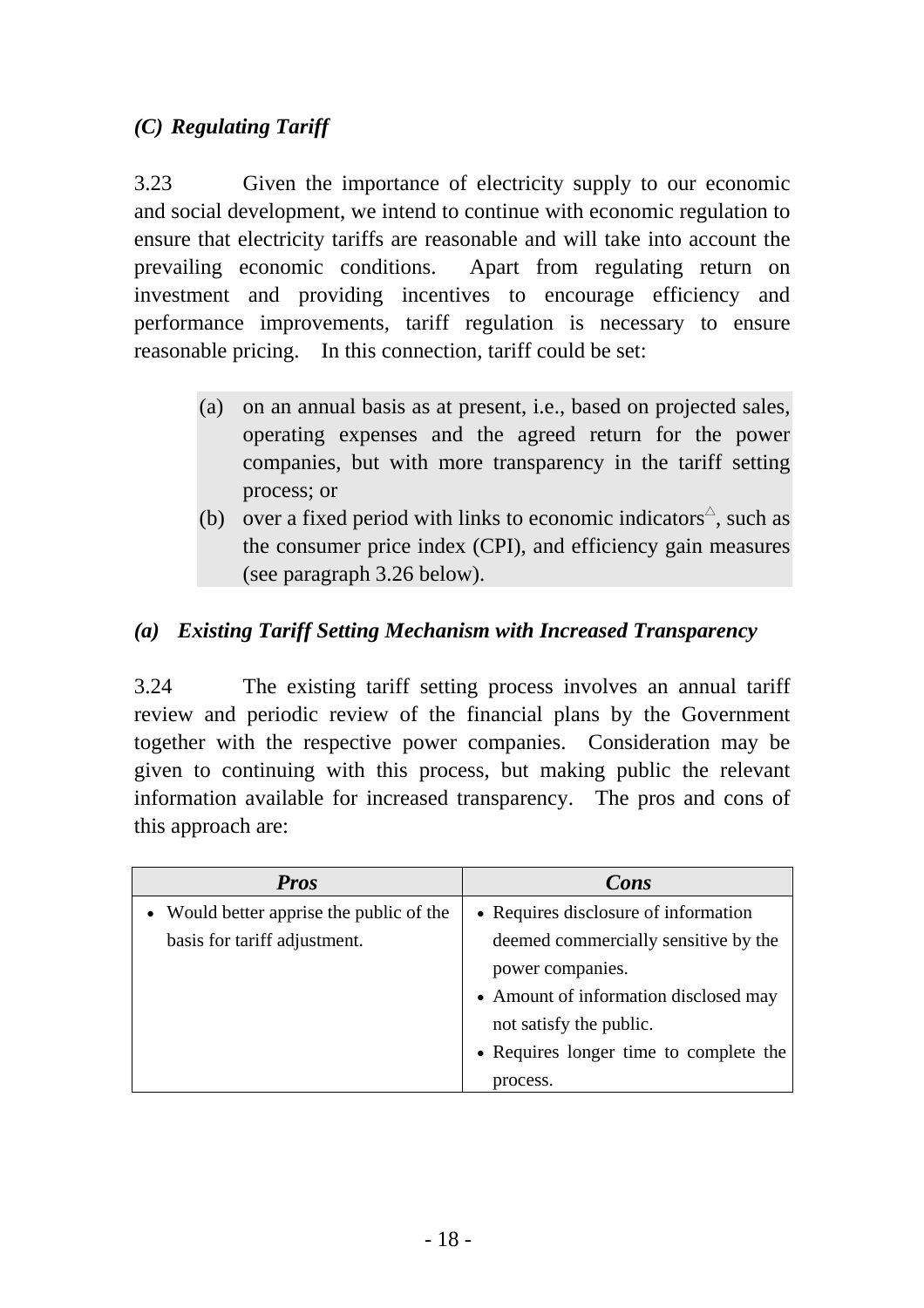### *(C) Regulating Tariff*

3.23 Given the importance of electricity supply to our economic and social development, we intend to continue with economic regulation to ensure that electricity tariffs are reasonable and will take into account the prevailing economic conditions. Apart from regulating return on investment and providing incentives to encourage efficiency and performance improvements, tariff regulation is necessary to ensure reasonable pricing. In this connection, tariff could be set:

> (a) on an annual basis as at present, i.e., based on projected sales, operating expenses and the agreed return for the power companies, but with more transparency in the tariff setting process; or
>
> (b) over a fixed period with links to economic indicators△, such as the consumer price index (CPI), and efficiency gain measures (see paragraph 3.26 below).

### *(a) Existing Tariff Setting Mechanism with Increased Transparency*

3.24 The existing tariff setting process involves an annual tariff review and periodic review of the financial plans by the Government together with the respective power companies. Consideration may be given to continuing with this process, but making public the relevant information available for increased transparency. The pros and cons of this approach are:

| ***Pros*** | ***Cons*** |
|---|---|
| • Would better apprise the public of the basis for tariff adjustment. | • Requires disclosure of information deemed commercially sensitive by the power companies.<br>• Amount of information disclosed may not satisfy the public.<br>• Requires longer time to complete the process. |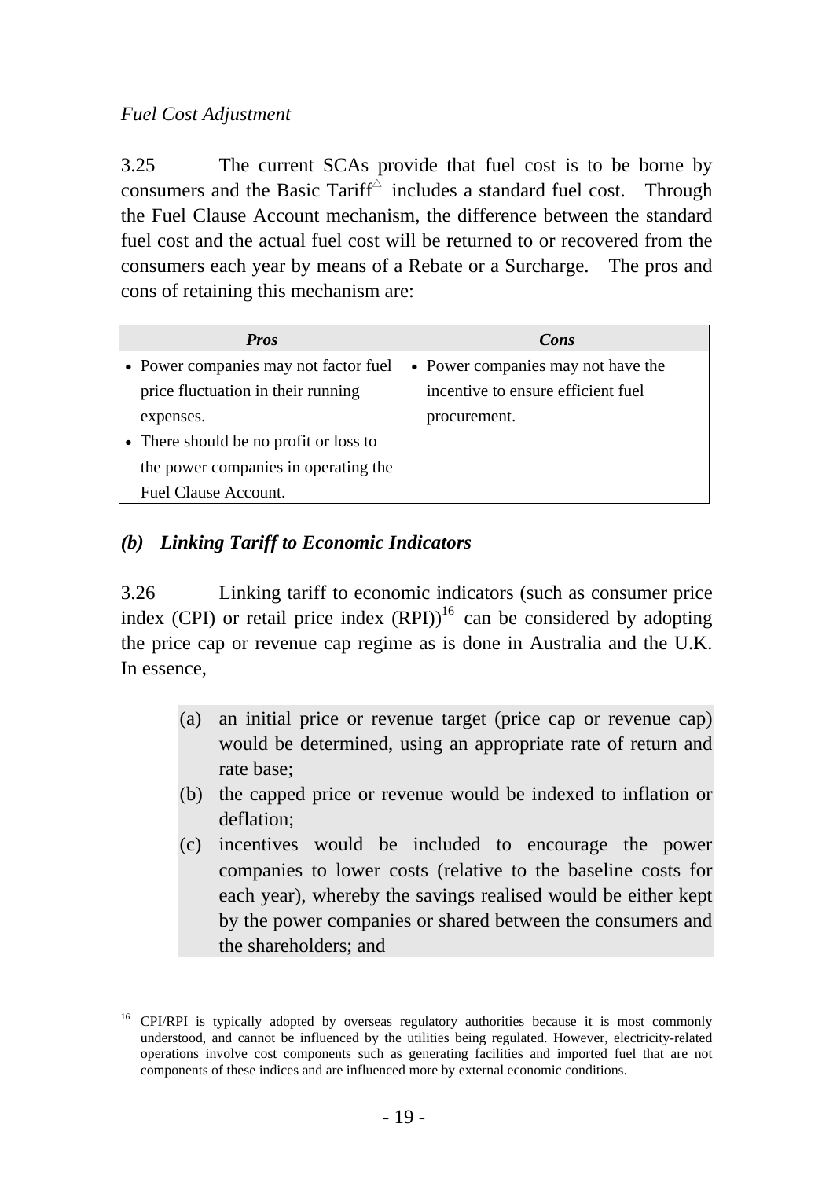*Fuel Cost Adjustment*

3.25 The current SCAs provide that fuel cost is to be borne by consumers and the Basic Tariff△ includes a standard fuel cost. Through the Fuel Clause Account mechanism, the difference between the standard fuel cost and the actual fuel cost will be returned to or recovered from the consumers each year by means of a Rebate or a Surcharge. The pros and cons of retaining this mechanism are:

| ***Pros*** | ***Cons*** |
|---|---|
| • Power companies may not factor fuel price fluctuation in their running expenses.<br>• There should be no profit or loss to the power companies in operating the Fuel Clause Account. | • Power companies may not have the incentive to ensure efficient fuel procurement. |

### *(b) Linking Tariff to Economic Indicators*

3.26 Linking tariff to economic indicators (such as consumer price index (CPI) or retail price index (RPI))[16] can be considered by adopting the price cap or revenue cap regime as is done in Australia and the U.K. In essence,

> (a) an initial price or revenue target (price cap or revenue cap) would be determined, using an appropriate rate of return and rate base;
> (b) the capped price or revenue would be indexed to inflation or deflation;
> (c) incentives would be included to encourage the power companies to lower costs (relative to the baseline costs for each year), whereby the savings realised would be either kept by the power companies or shared between the consumers and the shareholders; and

[16] CPI/RPI is typically adopted by overseas regulatory authorities because it is most commonly understood, and cannot be influenced by the utilities being regulated. However, electricity-related operations involve cost components such as generating facilities and imported fuel that are not components of these indices and are influenced more by external economic conditions.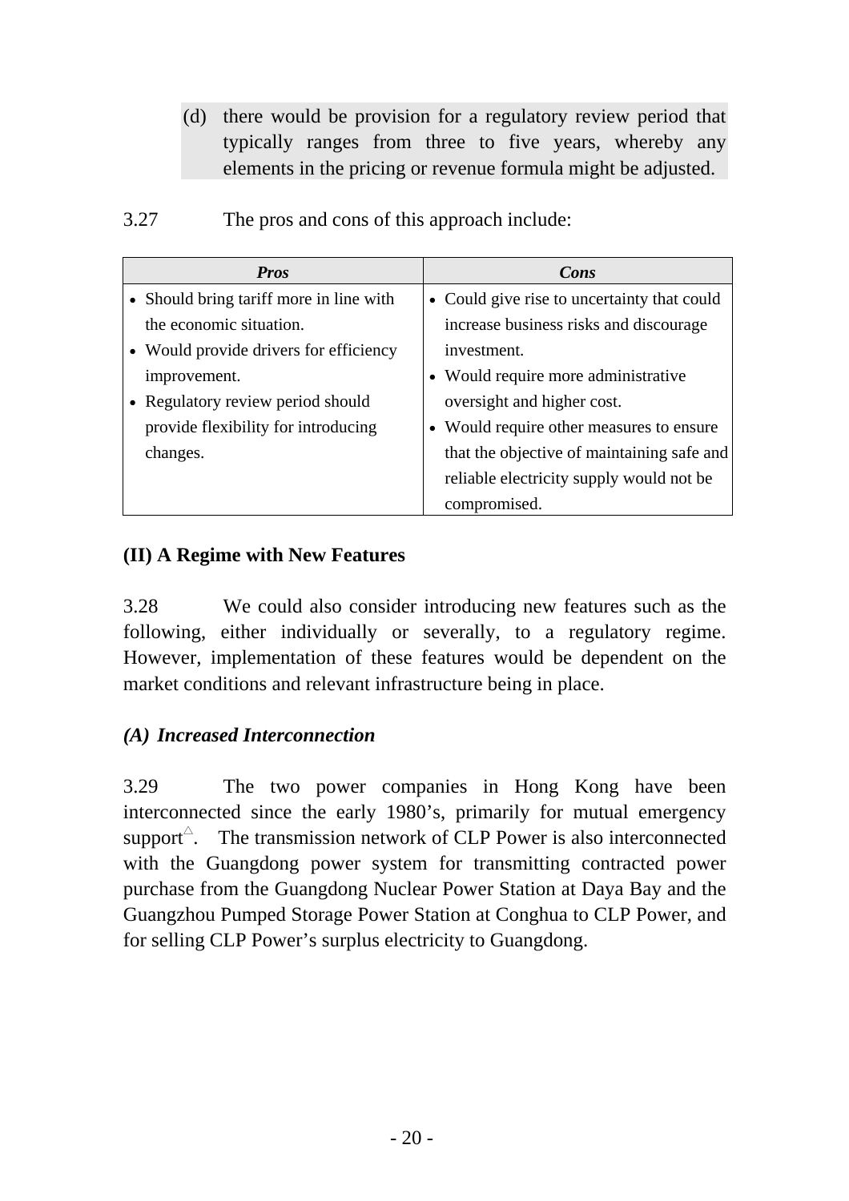(d) there would be provision for a regulatory review period that typically ranges from three to five years, whereby any elements in the pricing or revenue formula might be adjusted.

3.27 The pros and cons of this approach include:

| *Pros* | *Cons* |
|---|---|
| • Should bring tariff more in line with the economic situation.<br>• Would provide drivers for efficiency improvement.<br>• Regulatory review period should provide flexibility for introducing changes. | • Could give rise to uncertainty that could increase business risks and discourage investment.<br>• Would require more administrative oversight and higher cost.<br>• Would require other measures to ensure that the objective of maintaining safe and reliable electricity supply would not be compromised. |

## (II) A Regime with New Features

3.28 We could also consider introducing new features such as the following, either individually or severally, to a regulatory regime. However, implementation of these features would be dependent on the market conditions and relevant infrastructure being in place.

### *(A) Increased Interconnection*

3.29 The two power companies in Hong Kong have been interconnected since the early 1980's, primarily for mutual emergency support△. The transmission network of CLP Power is also interconnected with the Guangdong power system for transmitting contracted power purchase from the Guangdong Nuclear Power Station at Daya Bay and the Guangzhou Pumped Storage Power Station at Conghua to CLP Power, and for selling CLP Power's surplus electricity to Guangdong.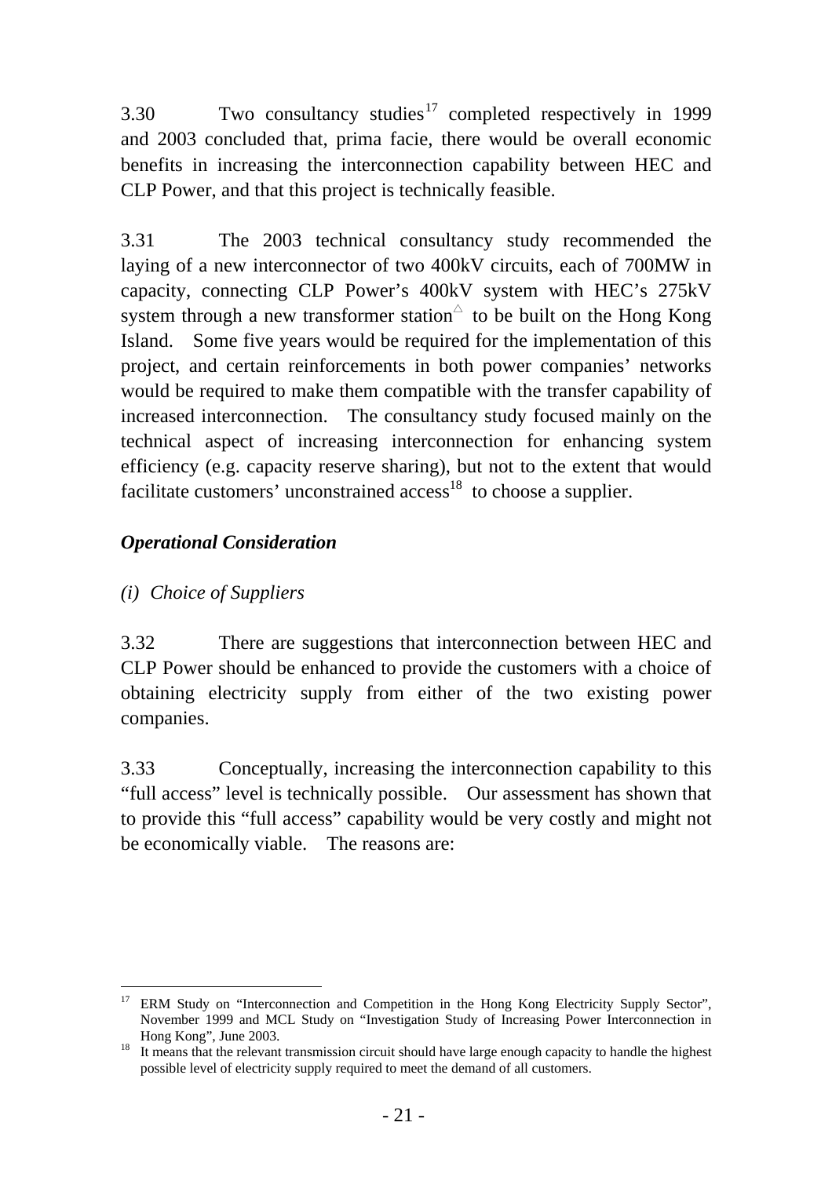3.30 Two consultancy studies[17] completed respectively in 1999 and 2003 concluded that, prima facie, there would be overall economic benefits in increasing the interconnection capability between HEC and CLP Power, and that this project is technically feasible.

3.31 The 2003 technical consultancy study recommended the laying of a new interconnector of two 400kV circuits, each of 700MW in capacity, connecting CLP Power's 400kV system with HEC's 275kV system through a new transformer station△ to be built on the Hong Kong Island. Some five years would be required for the implementation of this project, and certain reinforcements in both power companies' networks would be required to make them compatible with the transfer capability of increased interconnection. The consultancy study focused mainly on the technical aspect of increasing interconnection for enhancing system efficiency (e.g. capacity reserve sharing), but not to the extent that would facilitate customers' unconstrained access[18] to choose a supplier.

### *Operational Consideration*

*(i) Choice of Suppliers*

3.32 There are suggestions that interconnection between HEC and CLP Power should be enhanced to provide the customers with a choice of obtaining electricity supply from either of the two existing power companies.

3.33 Conceptually, increasing the interconnection capability to this "full access" level is technically possible. Our assessment has shown that to provide this "full access" capability would be very costly and might not be economically viable. The reasons are:

---

[17] ERM Study on "Interconnection and Competition in the Hong Kong Electricity Supply Sector", November 1999 and MCL Study on "Investigation Study of Increasing Power Interconnection in Hong Kong", June 2003.

[18] It means that the relevant transmission circuit should have large enough capacity to handle the highest possible level of electricity supply required to meet the demand of all customers.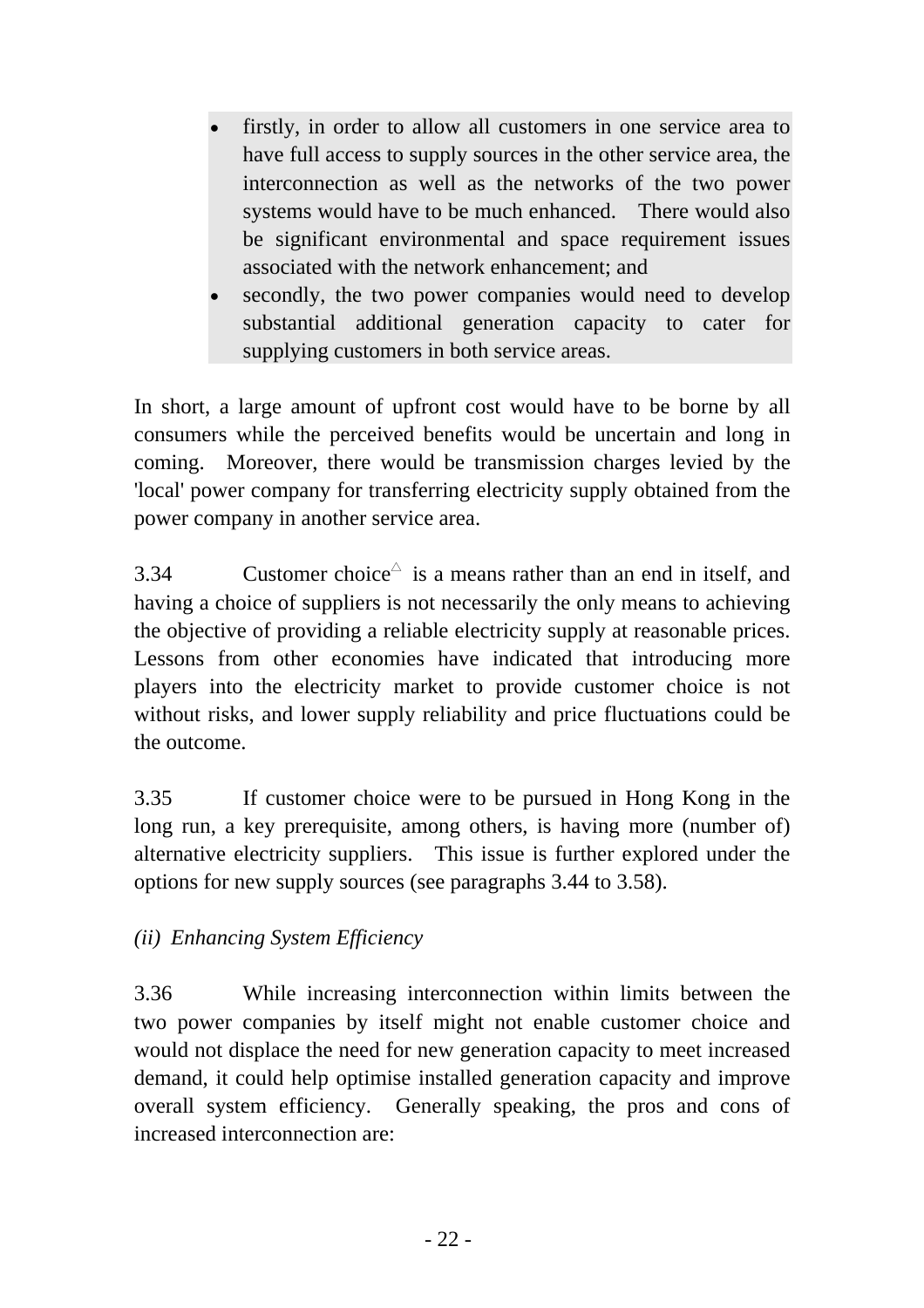- firstly, in order to allow all customers in one service area to have full access to supply sources in the other service area, the interconnection as well as the networks of the two power systems would have to be much enhanced. There would also be significant environmental and space requirement issues associated with the network enhancement; and
- secondly, the two power companies would need to develop substantial additional generation capacity to cater for supplying customers in both service areas.

In short, a large amount of upfront cost would have to be borne by all consumers while the perceived benefits would be uncertain and long in coming. Moreover, there would be transmission charges levied by the 'local' power company for transferring electricity supply obtained from the power company in another service area.

3.34 Customer choice△ is a means rather than an end in itself, and having a choice of suppliers is not necessarily the only means to achieving the objective of providing a reliable electricity supply at reasonable prices. Lessons from other economies have indicated that introducing more players into the electricity market to provide customer choice is not without risks, and lower supply reliability and price fluctuations could be the outcome.

3.35 If customer choice were to be pursued in Hong Kong in the long run, a key prerequisite, among others, is having more (number of) alternative electricity suppliers. This issue is further explored under the options for new supply sources (see paragraphs 3.44 to 3.58).

*(ii) Enhancing System Efficiency*

3.36 While increasing interconnection within limits between the two power companies by itself might not enable customer choice and would not displace the need for new generation capacity to meet increased demand, it could help optimise installed generation capacity and improve overall system efficiency. Generally speaking, the pros and cons of increased interconnection are: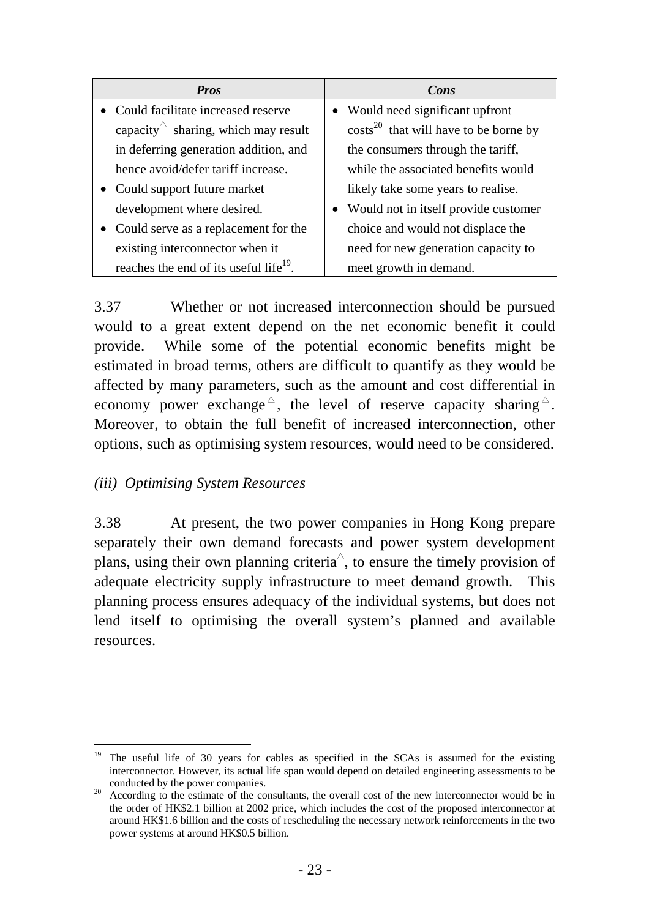| *Pros* | *Cons* |
| --- | --- |
| • Could facilitate increased reserve capacity△ sharing, which may result in deferring generation addition, and hence avoid/defer tariff increase.<br>• Could support future market development where desired.<br>• Could serve as a replacement for the existing interconnector when it reaches the end of its useful life[19]. | • Would need significant upfront costs[20] that will have to be borne by the consumers through the tariff, while the associated benefits would likely take some years to realise.<br>• Would not in itself provide customer choice and would not displace the need for new generation capacity to meet growth in demand. |

3.37 Whether or not increased interconnection should be pursued would to a great extent depend on the net economic benefit it could provide. While some of the potential economic benefits might be estimated in broad terms, others are difficult to quantify as they would be affected by many parameters, such as the amount and cost differential in economy power exchange△, the level of reserve capacity sharing△. Moreover, to obtain the full benefit of increased interconnection, other options, such as optimising system resources, would need to be considered.

*(iii) Optimising System Resources*

3.38 At present, the two power companies in Hong Kong prepare separately their own demand forecasts and power system development plans, using their own planning criteria△, to ensure the timely provision of adequate electricity supply infrastructure to meet demand growth. This planning process ensures adequacy of the individual systems, but does not lend itself to optimising the overall system's planned and available resources.

[19] The useful life of 30 years for cables as specified in the SCAs is assumed for the existing interconnector. However, its actual life span would depend on detailed engineering assessments to be conducted by the power companies.

[20] According to the estimate of the consultants, the overall cost of the new interconnector would be in the order of HK$2.1 billion at 2002 price, which includes the cost of the proposed interconnector at around HK$1.6 billion and the costs of rescheduling the necessary network reinforcements in the two power systems at around HK$0.5 billion.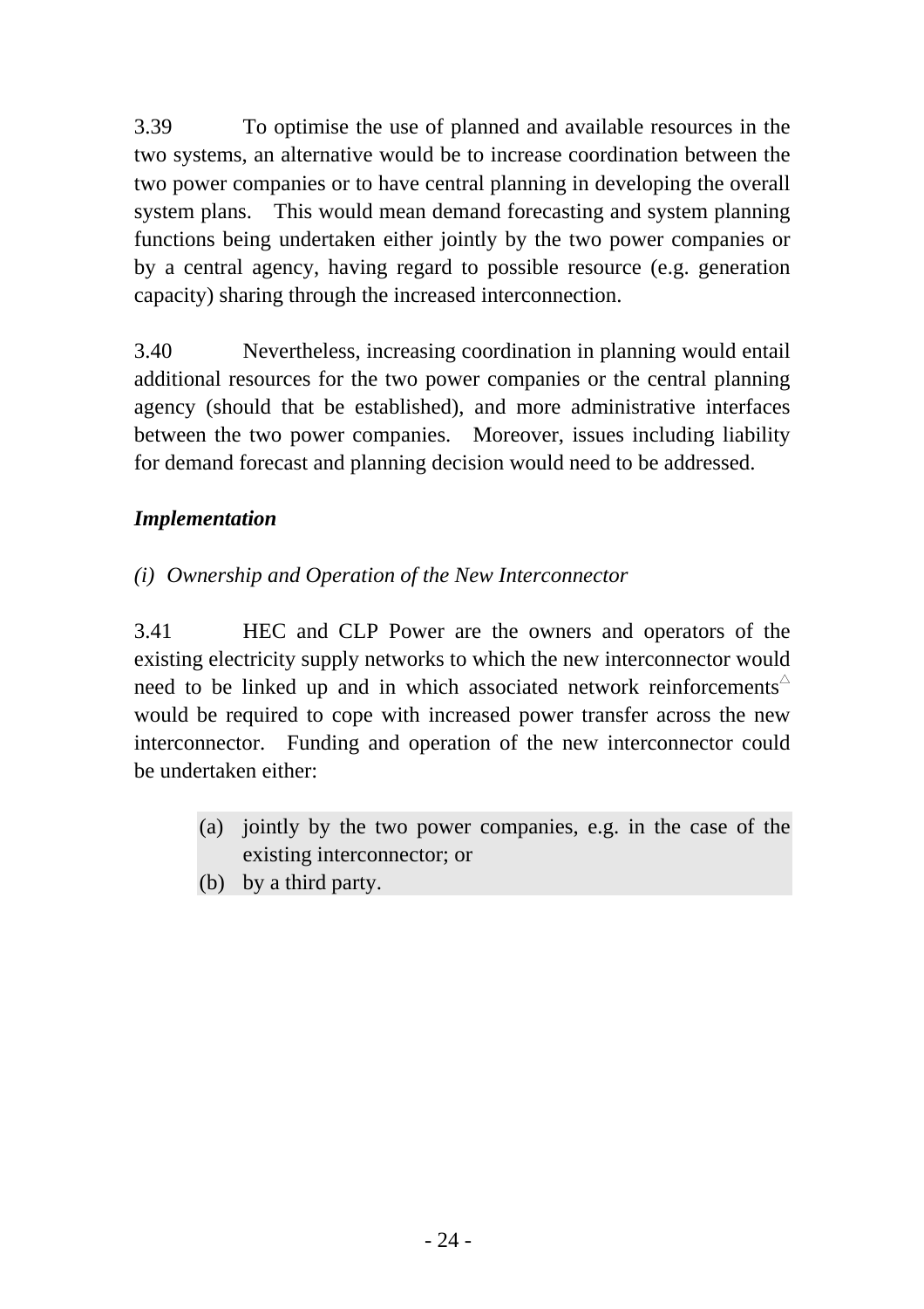3.39 To optimise the use of planned and available resources in the two systems, an alternative would be to increase coordination between the two power companies or to have central planning in developing the overall system plans. This would mean demand forecasting and system planning functions being undertaken either jointly by the two power companies or by a central agency, having regard to possible resource (e.g. generation capacity) sharing through the increased interconnection.

3.40 Nevertheless, increasing coordination in planning would entail additional resources for the two power companies or the central planning agency (should that be established), and more administrative interfaces between the two power companies. Moreover, issues including liability for demand forecast and planning decision would need to be addressed.

***Implementation***

*(i) Ownership and Operation of the New Interconnector*

3.41 HEC and CLP Power are the owners and operators of the existing electricity supply networks to which the new interconnector would need to be linked up and in which associated network reinforcements[△] would be required to cope with increased power transfer across the new interconnector. Funding and operation of the new interconnector could be undertaken either:

(a) jointly by the two power companies, e.g. in the case of the existing interconnector; or
(b) by a third party.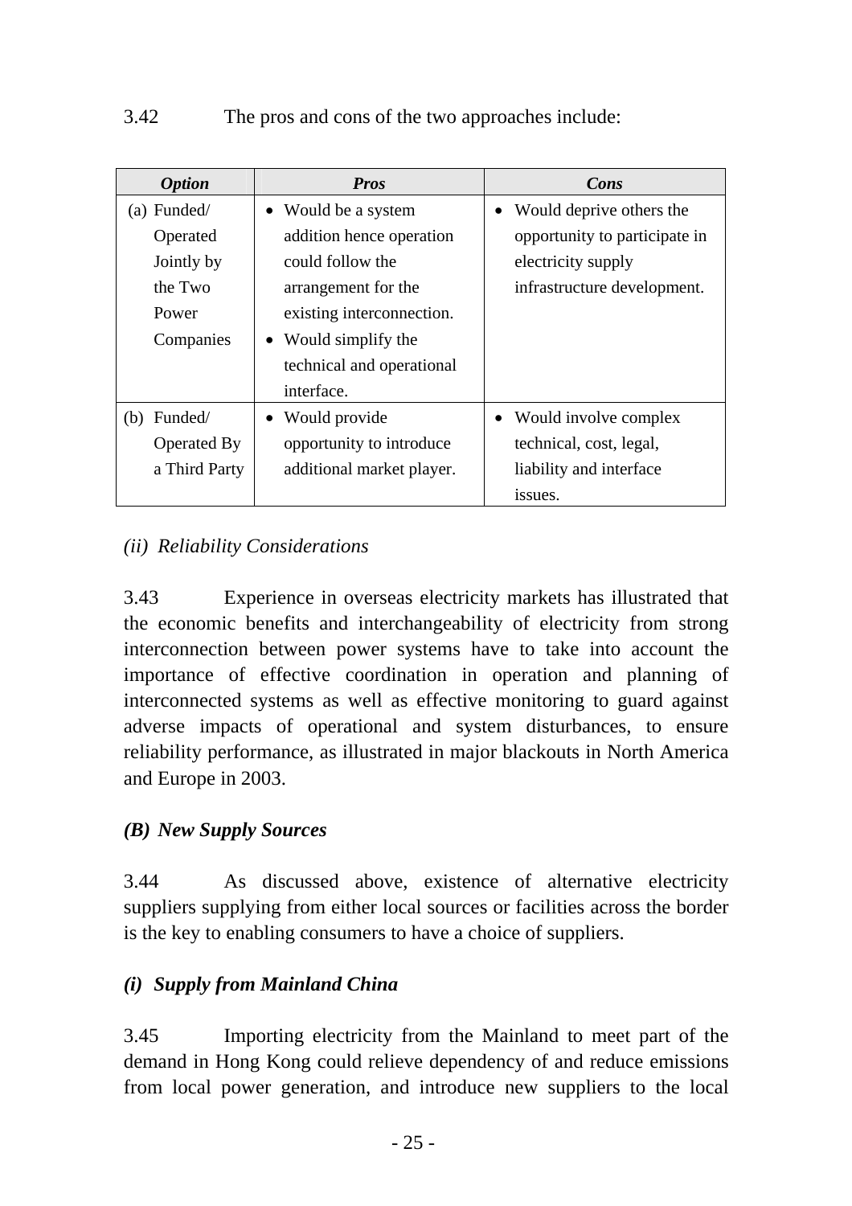3.42 The pros and cons of the two approaches include:

| *Option* | *Pros* | *Cons* |
|---|---|---|
| (a) Funded/ Operated Jointly by the Two Power Companies | • Would be a system addition hence operation could follow the arrangement for the existing interconnection.<br>• Would simplify the technical and operational interface. | • Would deprive others the opportunity to participate in electricity supply infrastructure development. |
| (b) Funded/ Operated By a Third Party | • Would provide opportunity to introduce additional market player. | • Would involve complex technical, cost, legal, liability and interface issues. |

*(ii) Reliability Considerations*

3.43 Experience in overseas electricity markets has illustrated that the economic benefits and interchangeability of electricity from strong interconnection between power systems have to take into account the importance of effective coordination in operation and planning of interconnected systems as well as effective monitoring to guard against adverse impacts of operational and system disturbances, to ensure reliability performance, as illustrated in major blackouts in North America and Europe in 2003.

***(B) New Supply Sources***

3.44 As discussed above, existence of alternative electricity suppliers supplying from either local sources or facilities across the border is the key to enabling consumers to have a choice of suppliers.

***(i) Supply from Mainland China***

3.45 Importing electricity from the Mainland to meet part of the demand in Hong Kong could relieve dependency of and reduce emissions from local power generation, and introduce new suppliers to the local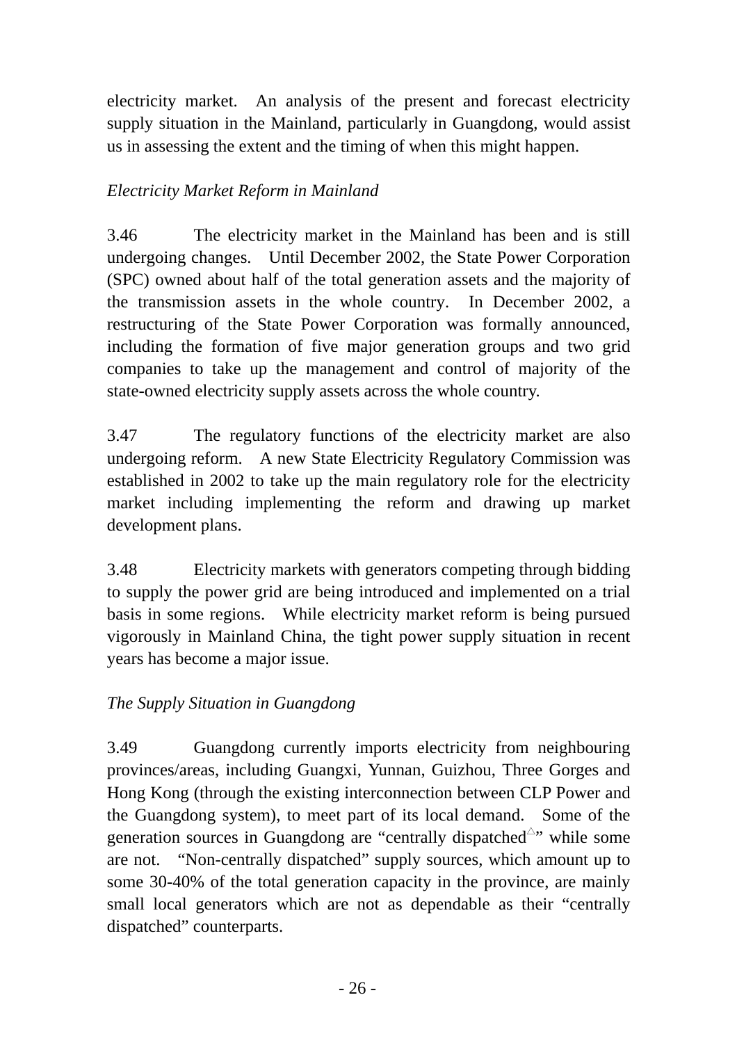electricity market. An analysis of the present and forecast electricity supply situation in the Mainland, particularly in Guangdong, would assist us in assessing the extent and the timing of when this might happen.

*Electricity Market Reform in Mainland*

3.46 The electricity market in the Mainland has been and is still undergoing changes. Until December 2002, the State Power Corporation (SPC) owned about half of the total generation assets and the majority of the transmission assets in the whole country. In December 2002, a restructuring of the State Power Corporation was formally announced, including the formation of five major generation groups and two grid companies to take up the management and control of majority of the state-owned electricity supply assets across the whole country.

3.47 The regulatory functions of the electricity market are also undergoing reform. A new State Electricity Regulatory Commission was established in 2002 to take up the main regulatory role for the electricity market including implementing the reform and drawing up market development plans.

3.48 Electricity markets with generators competing through bidding to supply the power grid are being introduced and implemented on a trial basis in some regions. While electricity market reform is being pursued vigorously in Mainland China, the tight power supply situation in recent years has become a major issue.

*The Supply Situation in Guangdong*

3.49 Guangdong currently imports electricity from neighbouring provinces/areas, including Guangxi, Yunnan, Guizhou, Three Gorges and Hong Kong (through the existing interconnection between CLP Power and the Guangdong system), to meet part of its local demand. Some of the generation sources in Guangdong are "centrally dispatched[△]" while some are not. "Non-centrally dispatched" supply sources, which amount up to some 30-40% of the total generation capacity in the province, are mainly small local generators which are not as dependable as their "centrally dispatched" counterparts.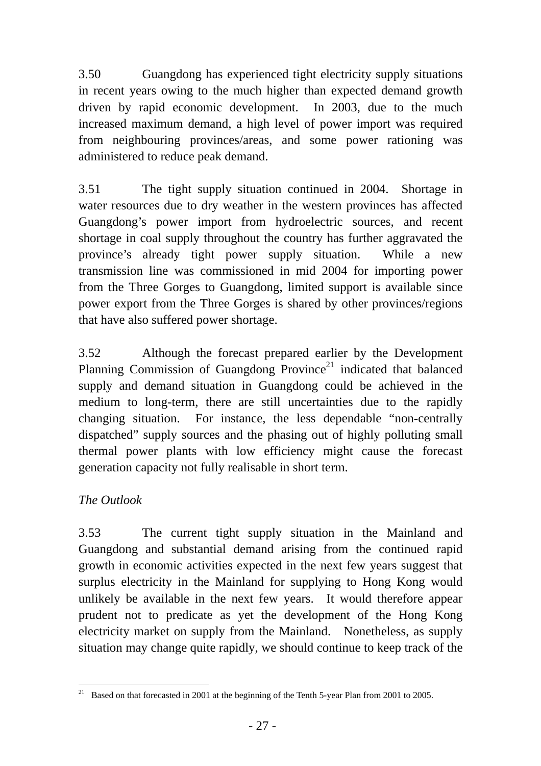3.50 Guangdong has experienced tight electricity supply situations in recent years owing to the much higher than expected demand growth driven by rapid economic development. In 2003, due to the much increased maximum demand, a high level of power import was required from neighbouring provinces/areas, and some power rationing was administered to reduce peak demand.

3.51 The tight supply situation continued in 2004. Shortage in water resources due to dry weather in the western provinces has affected Guangdong's power import from hydroelectric sources, and recent shortage in coal supply throughout the country has further aggravated the province's already tight power supply situation. While a new transmission line was commissioned in mid 2004 for importing power from the Three Gorges to Guangdong, limited support is available since power export from the Three Gorges is shared by other provinces/regions that have also suffered power shortage.

3.52 Although the forecast prepared earlier by the Development Planning Commission of Guangdong Province[21] indicated that balanced supply and demand situation in Guangdong could be achieved in the medium to long-term, there are still uncertainties due to the rapidly changing situation. For instance, the less dependable "non-centrally dispatched" supply sources and the phasing out of highly polluting small thermal power plants with low efficiency might cause the forecast generation capacity not fully realisable in short term.

*The Outlook*

3.53 The current tight supply situation in the Mainland and Guangdong and substantial demand arising from the continued rapid growth in economic activities expected in the next few years suggest that surplus electricity in the Mainland for supplying to Hong Kong would unlikely be available in the next few years. It would therefore appear prudent not to predicate as yet the development of the Hong Kong electricity market on supply from the Mainland. Nonetheless, as supply situation may change quite rapidly, we should continue to keep track of the

---

[21] Based on that forecasted in 2001 at the beginning of the Tenth 5-year Plan from 2001 to 2005.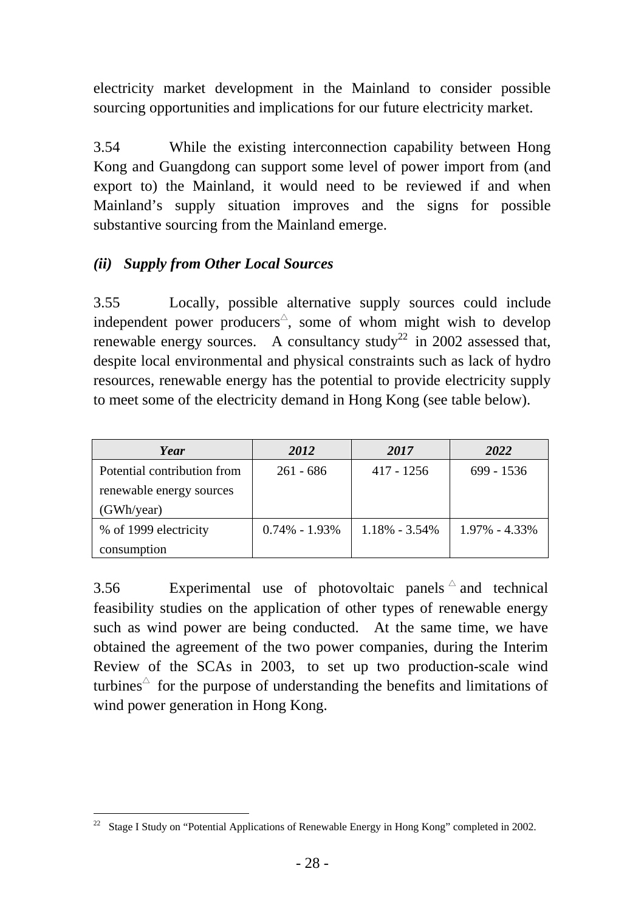electricity market development in the Mainland to consider possible sourcing opportunities and implications for our future electricity market.

3.54 While the existing interconnection capability between Hong Kong and Guangdong can support some level of power import from (and export to) the Mainland, it would need to be reviewed if and when Mainland's supply situation improves and the signs for possible substantive sourcing from the Mainland emerge.

### *(ii) Supply from Other Local Sources*

3.55 Locally, possible alternative supply sources could include independent power producers△, some of whom might wish to develop renewable energy sources. A consultancy study[22] in 2002 assessed that, despite local environmental and physical constraints such as lack of hydro resources, renewable energy has the potential to provide electricity supply to meet some of the electricity demand in Hong Kong (see table below).

| ***Year*** | ***2012*** | ***2017*** | ***2022*** |
|---|---|---|---|
| Potential contribution from renewable energy sources (GWh/year) | 261 - 686 | 417 - 1256 | 699 - 1536 |
| % of 1999 electricity consumption | 0.74% - 1.93% | 1.18% - 3.54% | 1.97% - 4.33% |

3.56 Experimental use of photovoltaic panels△ and technical feasibility studies on the application of other types of renewable energy such as wind power are being conducted. At the same time, we have obtained the agreement of the two power companies, during the Interim Review of the SCAs in 2003, to set up two production-scale wind turbines△ for the purpose of understanding the benefits and limitations of wind power generation in Hong Kong.

[22] Stage I Study on "Potential Applications of Renewable Energy in Hong Kong" completed in 2002.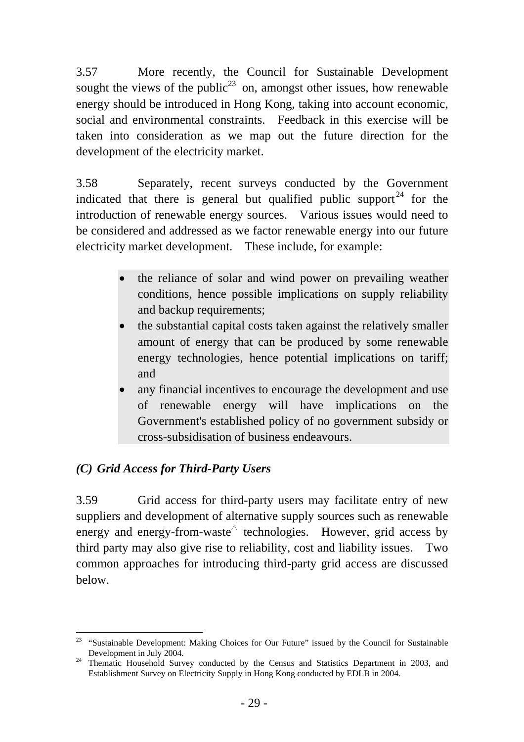3.57 More recently, the Council for Sustainable Development sought the views of the public[23] on, amongst other issues, how renewable energy should be introduced in Hong Kong, taking into account economic, social and environmental constraints. Feedback in this exercise will be taken into consideration as we map out the future direction for the development of the electricity market.

3.58 Separately, recent surveys conducted by the Government indicated that there is general but qualified public support[24] for the introduction of renewable energy sources. Various issues would need to be considered and addressed as we factor renewable energy into our future electricity market development. These include, for example:

- the reliance of solar and wind power on prevailing weather conditions, hence possible implications on supply reliability and backup requirements;
- the substantial capital costs taken against the relatively smaller amount of energy that can be produced by some renewable energy technologies, hence potential implications on tariff; and
- any financial incentives to encourage the development and use of renewable energy will have implications on the Government's established policy of no government subsidy or cross-subsidisation of business endeavours.

### *(C) Grid Access for Third-Party Users*

3.59 Grid access for third-party users may facilitate entry of new suppliers and development of alternative supply sources such as renewable energy and energy-from-waste△ technologies. However, grid access by third party may also give rise to reliability, cost and liability issues. Two common approaches for introducing third-party grid access are discussed below.

---

[23] "Sustainable Development: Making Choices for Our Future" issued by the Council for Sustainable Development in July 2004.

[24] Thematic Household Survey conducted by the Census and Statistics Department in 2003, and Establishment Survey on Electricity Supply in Hong Kong conducted by EDLB in 2004.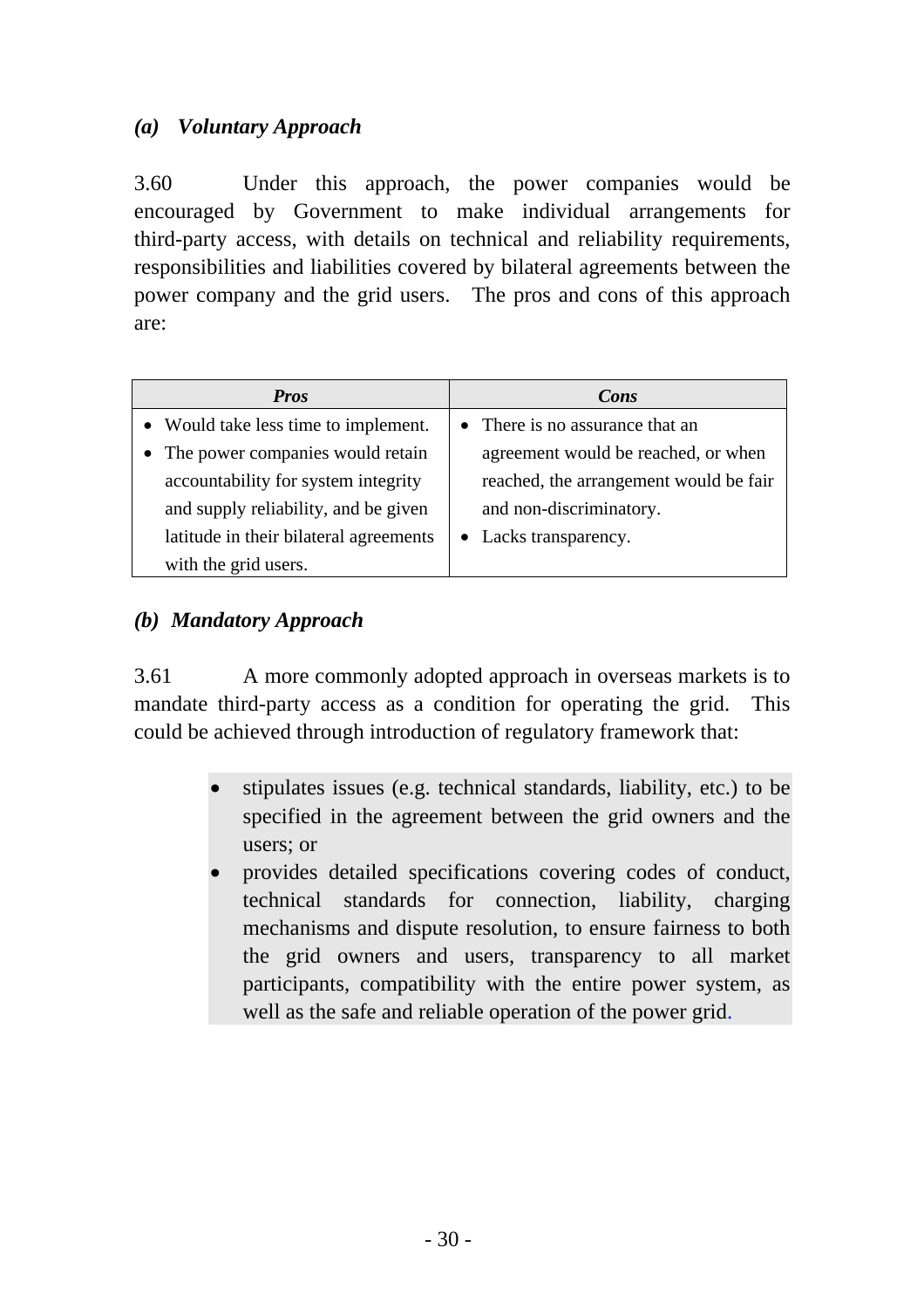### *(a) Voluntary Approach*

3.60 Under this approach, the power companies would be encouraged by Government to make individual arrangements for third-party access, with details on technical and reliability requirements, responsibilities and liabilities covered by bilateral agreements between the power company and the grid users. The pros and cons of this approach are:

| ***Pros*** | ***Cons*** |
|---|---|
| • Would take less time to implement.<br>• The power companies would retain accountability for system integrity and supply reliability, and be given latitude in their bilateral agreements with the grid users. | • There is no assurance that an agreement would be reached, or when reached, the arrangement would be fair and non-discriminatory.<br>• Lacks transparency. |

### *(b) Mandatory Approach*

3.61 A more commonly adopted approach in overseas markets is to mandate third-party access as a condition for operating the grid. This could be achieved through introduction of regulatory framework that:

- stipulates issues (e.g. technical standards, liability, etc.) to be specified in the agreement between the grid owners and the users; or
- provides detailed specifications covering codes of conduct, technical standards for connection, liability, charging mechanisms and dispute resolution, to ensure fairness to both the grid owners and users, transparency to all market participants, compatibility with the entire power system, as well as the safe and reliable operation of the power grid.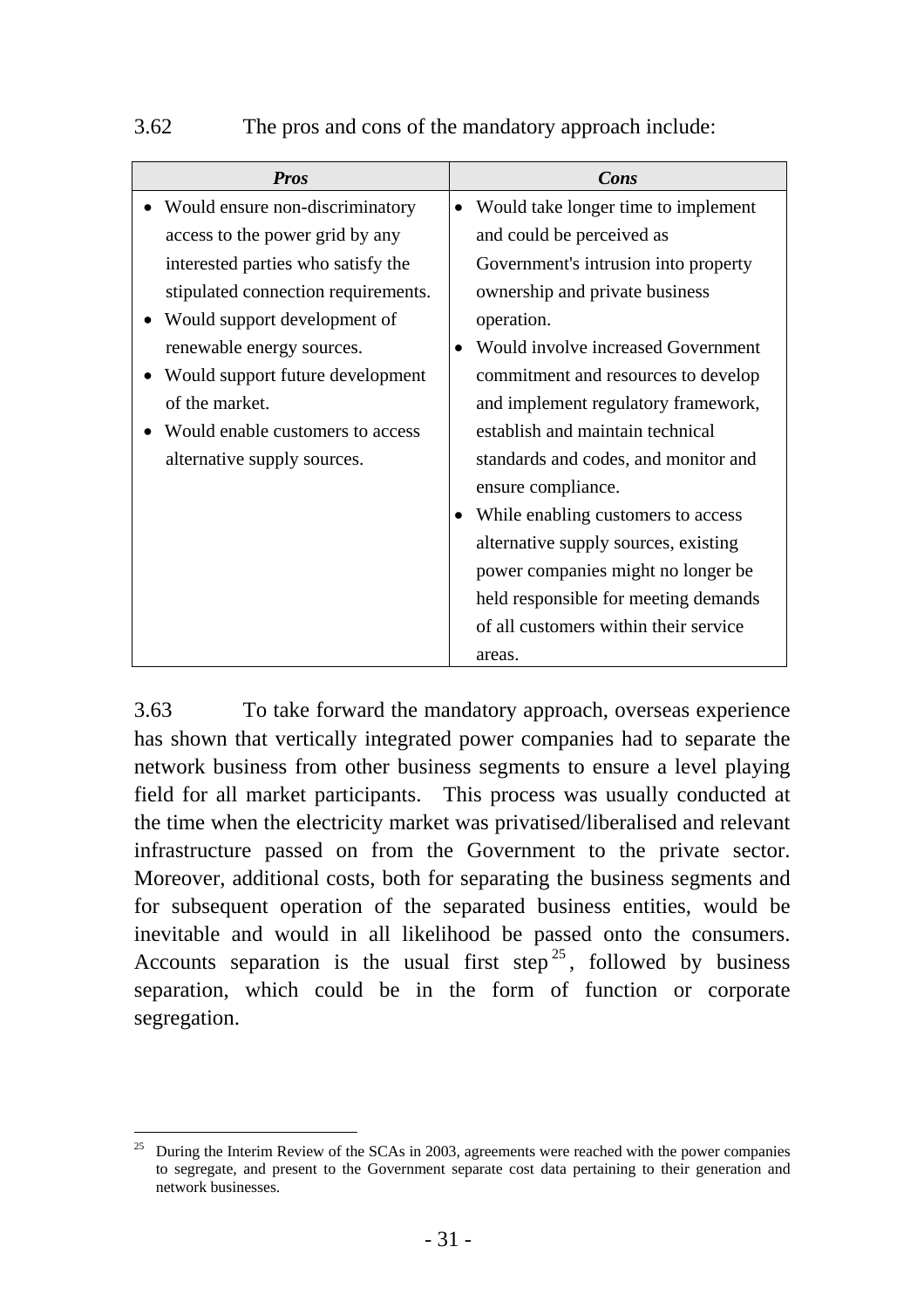3.62 The pros and cons of the mandatory approach include:

| ***Pros*** | ***Cons*** |
| --- | --- |
| • Would ensure non-discriminatory access to the power grid by any interested parties who satisfy the stipulated connection requirements.<br>• Would support development of renewable energy sources.<br>• Would support future development of the market.<br>• Would enable customers to access alternative supply sources. | • Would take longer time to implement and could be perceived as Government's intrusion into property ownership and private business operation.<br>• Would involve increased Government commitment and resources to develop and implement regulatory framework, establish and maintain technical standards and codes, and monitor and ensure compliance.<br>• While enabling customers to access alternative supply sources, existing power companies might no longer be held responsible for meeting demands of all customers within their service areas. |

3.63 To take forward the mandatory approach, overseas experience has shown that vertically integrated power companies had to separate the network business from other business segments to ensure a level playing field for all market participants. This process was usually conducted at the time when the electricity market was privatised/liberalised and relevant infrastructure passed on from the Government to the private sector. Moreover, additional costs, both for separating the business segments and for subsequent operation of the separated business entities, would be inevitable and would in all likelihood be passed onto the consumers. Accounts separation is the usual first step[25], followed by business separation, which could be in the form of function or corporate segregation.

[25] During the Interim Review of the SCAs in 2003, agreements were reached with the power companies to segregate, and present to the Government separate cost data pertaining to their generation and network businesses.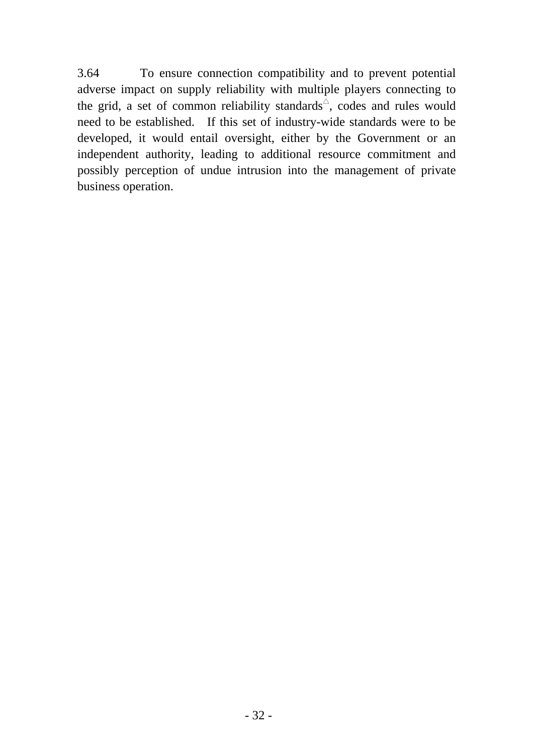3.64 To ensure connection compatibility and to prevent potential adverse impact on supply reliability with multiple players connecting to the grid, a set of common reliability standards△, codes and rules would need to be established. If this set of industry-wide standards were to be developed, it would entail oversight, either by the Government or an independent authority, leading to additional resource commitment and possibly perception of undue intrusion into the management of private business operation.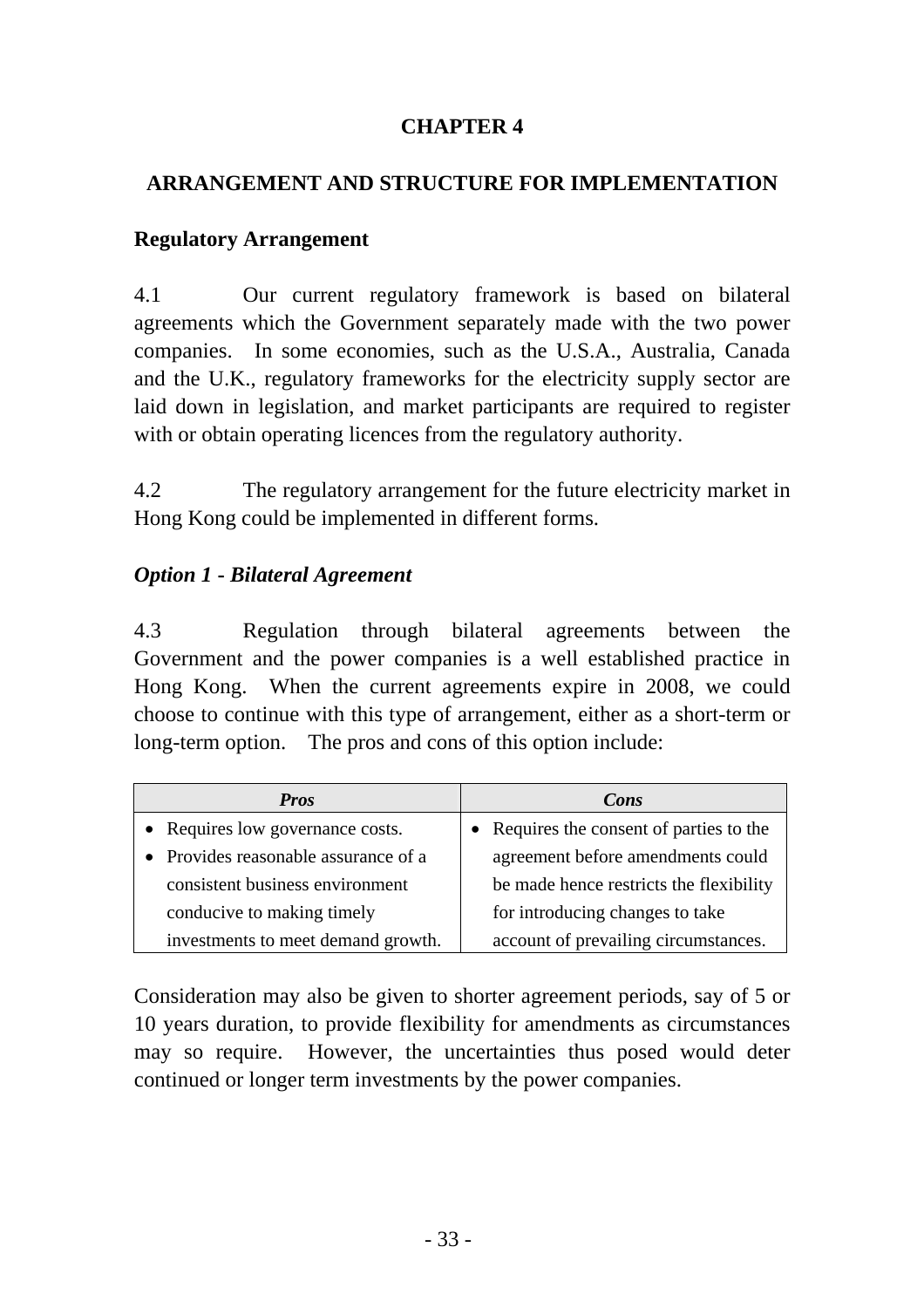# CHAPTER 4

## ARRANGEMENT AND STRUCTURE FOR IMPLEMENTATION

### Regulatory Arrangement

4.1 Our current regulatory framework is based on bilateral agreements which the Government separately made with the two power companies. In some economies, such as the U.S.A., Australia, Canada and the U.K., regulatory frameworks for the electricity supply sector are laid down in legislation, and market participants are required to register with or obtain operating licences from the regulatory authority.

4.2 The regulatory arrangement for the future electricity market in Hong Kong could be implemented in different forms.

#### *Option 1 - Bilateral Agreement*

4.3 Regulation through bilateral agreements between the Government and the power companies is a well established practice in Hong Kong. When the current agreements expire in 2008, we could choose to continue with this type of arrangement, either as a short-term or long-term option. The pros and cons of this option include:

| ***Pros*** | ***Cons*** |
|---|---|
| • Requires low governance costs.<br>• Provides reasonable assurance of a consistent business environment conducive to making timely investments to meet demand growth. | • Requires the consent of parties to the agreement before amendments could be made hence restricts the flexibility for introducing changes to take account of prevailing circumstances. |

Consideration may also be given to shorter agreement periods, say of 5 or 10 years duration, to provide flexibility for amendments as circumstances may so require. However, the uncertainties thus posed would deter continued or longer term investments by the power companies.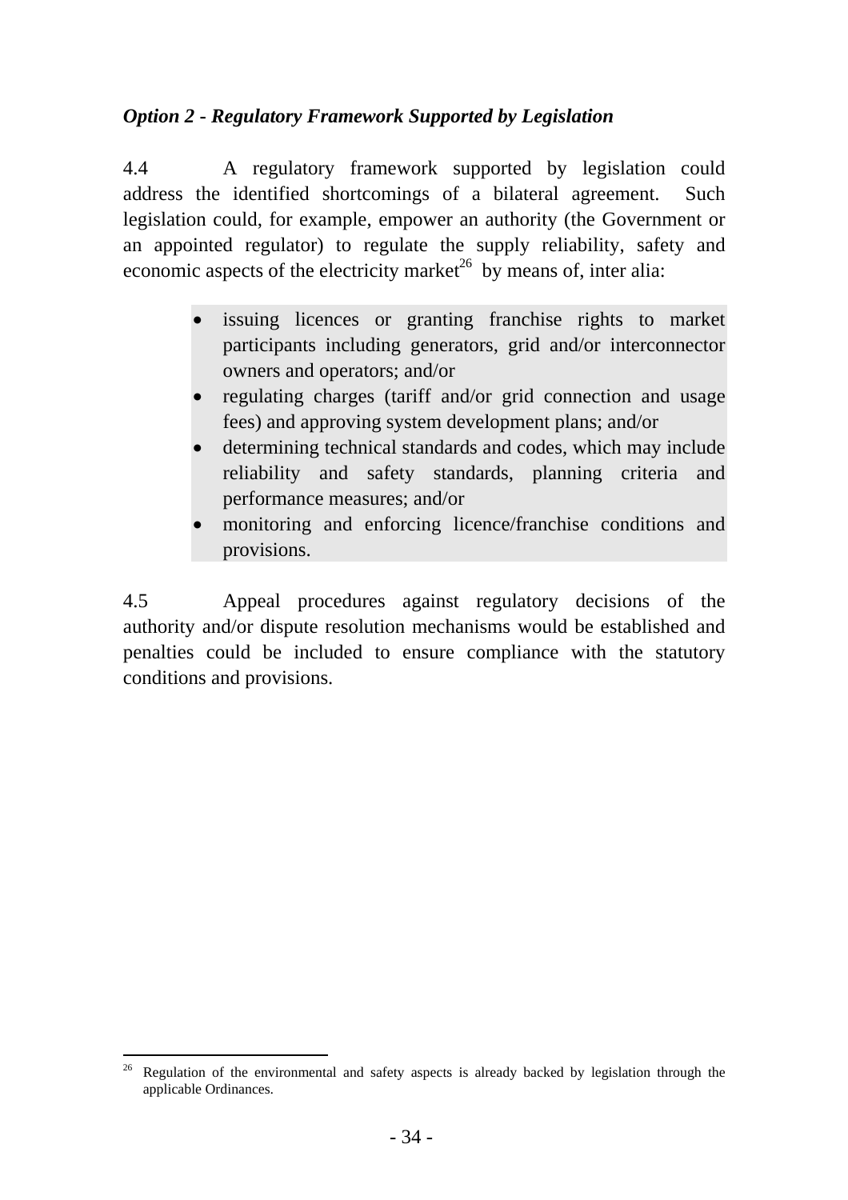*Option 2 - Regulatory Framework Supported by Legislation*

4.4 A regulatory framework supported by legislation could address the identified shortcomings of a bilateral agreement. Such legislation could, for example, empower an authority (the Government or an appointed regulator) to regulate the supply reliability, safety and economic aspects of the electricity market[26] by means of, inter alia:

- issuing licences or granting franchise rights to market participants including generators, grid and/or interconnector owners and operators; and/or
- regulating charges (tariff and/or grid connection and usage fees) and approving system development plans; and/or
- determining technical standards and codes, which may include reliability and safety standards, planning criteria and performance measures; and/or
- monitoring and enforcing licence/franchise conditions and provisions.

4.5 Appeal procedures against regulatory decisions of the authority and/or dispute resolution mechanisms would be established and penalties could be included to ensure compliance with the statutory conditions and provisions.

---

[26] Regulation of the environmental and safety aspects is already backed by legislation through the applicable Ordinances.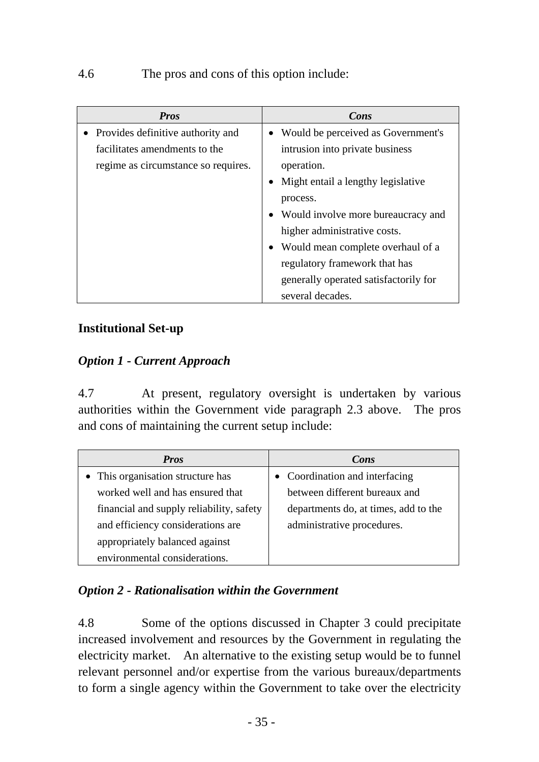4.6 The pros and cons of this option include:

| *Pros* | *Cons* |
|---|---|
| • Provides definitive authority and facilitates amendments to the regime as circumstance so requires. | • Would be perceived as Government's intrusion into private business operation.<br>• Might entail a lengthy legislative process.<br>• Would involve more bureaucracy and higher administrative costs.<br>• Would mean complete overhaul of a regulatory framework that has generally operated satisfactorily for several decades. |

## Institutional Set-up

### *Option 1 - Current Approach*

4.7 At present, regulatory oversight is undertaken by various authorities within the Government vide paragraph 2.3 above. The pros and cons of maintaining the current setup include:

| *Pros* | *Cons* |
|---|---|
| • This organisation structure has worked well and has ensured that financial and supply reliability, safety and efficiency considerations are appropriately balanced against environmental considerations. | • Coordination and interfacing between different bureaux and departments do, at times, add to the administrative procedures. |

### *Option 2 - Rationalisation within the Government*

4.8 Some of the options discussed in Chapter 3 could precipitate increased involvement and resources by the Government in regulating the electricity market. An alternative to the existing setup would be to funnel relevant personnel and/or expertise from the various bureaux/departments to form a single agency within the Government to take over the electricity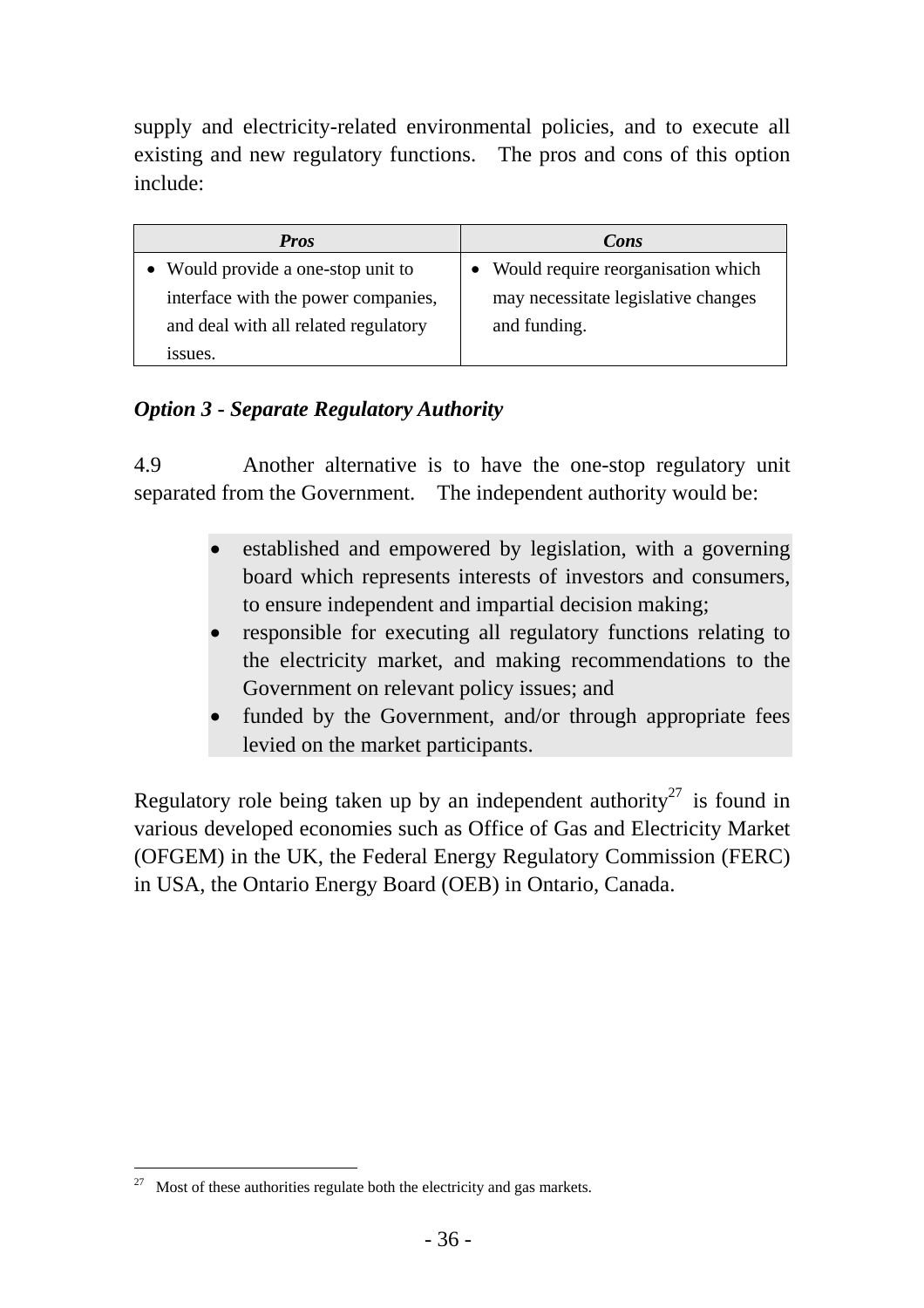supply and electricity-related environmental policies, and to execute all existing and new regulatory functions. The pros and cons of this option include:

| *Pros* | *Cons* |
| --- | --- |
| • Would provide a one-stop unit to interface with the power companies, and deal with all related regulatory issues. | • Would require reorganisation which may necessitate legislative changes and funding. |

***Option 3 - Separate Regulatory Authority***

4.9 Another alternative is to have the one-stop regulatory unit separated from the Government. The independent authority would be:

- established and empowered by legislation, with a governing board which represents interests of investors and consumers, to ensure independent and impartial decision making;
- responsible for executing all regulatory functions relating to the electricity market, and making recommendations to the Government on relevant policy issues; and
- funded by the Government, and/or through appropriate fees levied on the market participants.

Regulatory role being taken up by an independent authority[27] is found in various developed economies such as Office of Gas and Electricity Market (OFGEM) in the UK, the Federal Energy Regulatory Commission (FERC) in USA, the Ontario Energy Board (OEB) in Ontario, Canada.

[27] Most of these authorities regulate both the electricity and gas markets.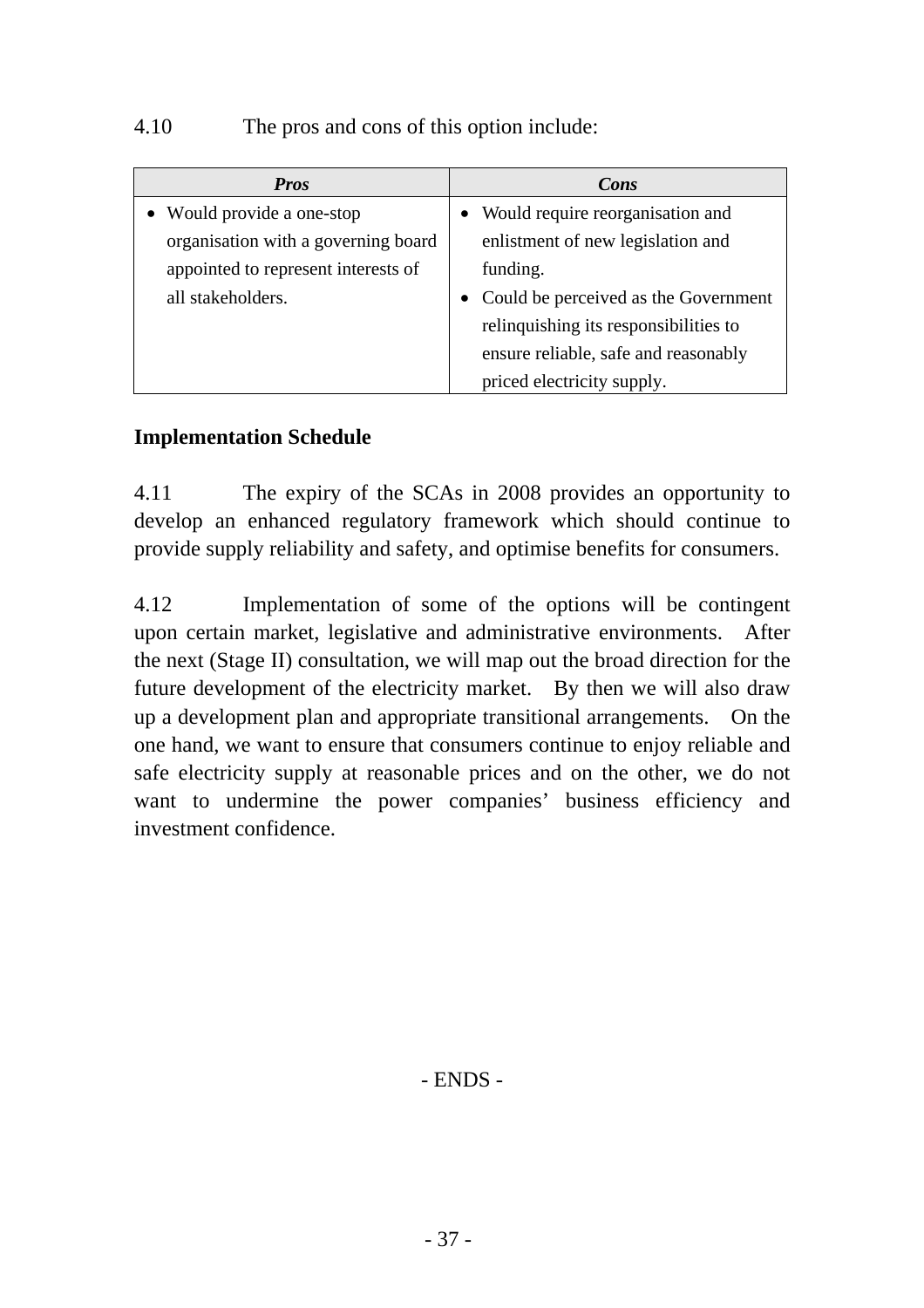4.10 The pros and cons of this option include:

| *Pros* | *Cons* |
|---|---|
| • Would provide a one-stop organisation with a governing board appointed to represent interests of all stakeholders. | • Would require reorganisation and enlistment of new legislation and funding.<br>• Could be perceived as the Government relinquishing its responsibilities to ensure reliable, safe and reasonably priced electricity supply. |

**Implementation Schedule**

4.11 The expiry of the SCAs in 2008 provides an opportunity to develop an enhanced regulatory framework which should continue to provide supply reliability and safety, and optimise benefits for consumers.

4.12 Implementation of some of the options will be contingent upon certain market, legislative and administrative environments. After the next (Stage II) consultation, we will map out the broad direction for the future development of the electricity market. By then we will also draw up a development plan and appropriate transitional arrangements. On the one hand, we want to ensure that consumers continue to enjoy reliable and safe electricity supply at reasonable prices and on the other, we do not want to undermine the power companies' business efficiency and investment confidence.

- ENDS -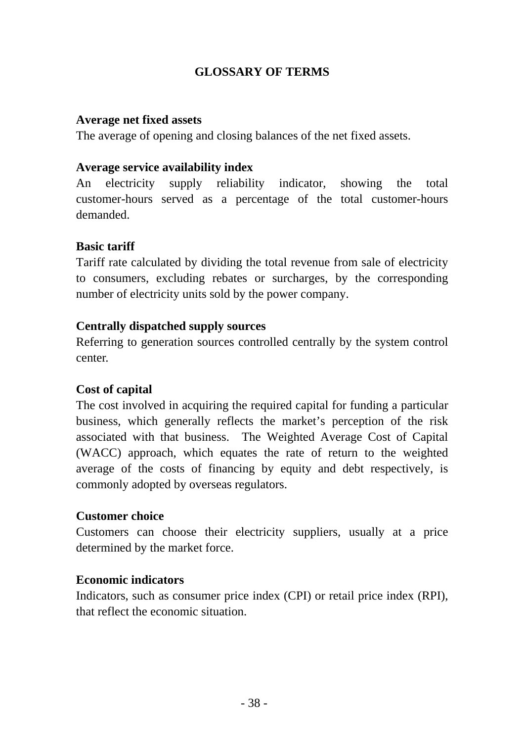## GLOSSARY OF TERMS

**Average net fixed assets**
The average of opening and closing balances of the net fixed assets.

**Average service availability index**
An electricity supply reliability indicator, showing the total customer-hours served as a percentage of the total customer-hours demanded.

**Basic tariff**
Tariff rate calculated by dividing the total revenue from sale of electricity to consumers, excluding rebates or surcharges, by the corresponding number of electricity units sold by the power company.

**Centrally dispatched supply sources**
Referring to generation sources controlled centrally by the system control center.

**Cost of capital**
The cost involved in acquiring the required capital for funding a particular business, which generally reflects the market's perception of the risk associated with that business. The Weighted Average Cost of Capital (WACC) approach, which equates the rate of return to the weighted average of the costs of financing by equity and debt respectively, is commonly adopted by overseas regulators.

**Customer choice**
Customers can choose their electricity suppliers, usually at a price determined by the market force.

**Economic indicators**
Indicators, such as consumer price index (CPI) or retail price index (RPI), that reflect the economic situation.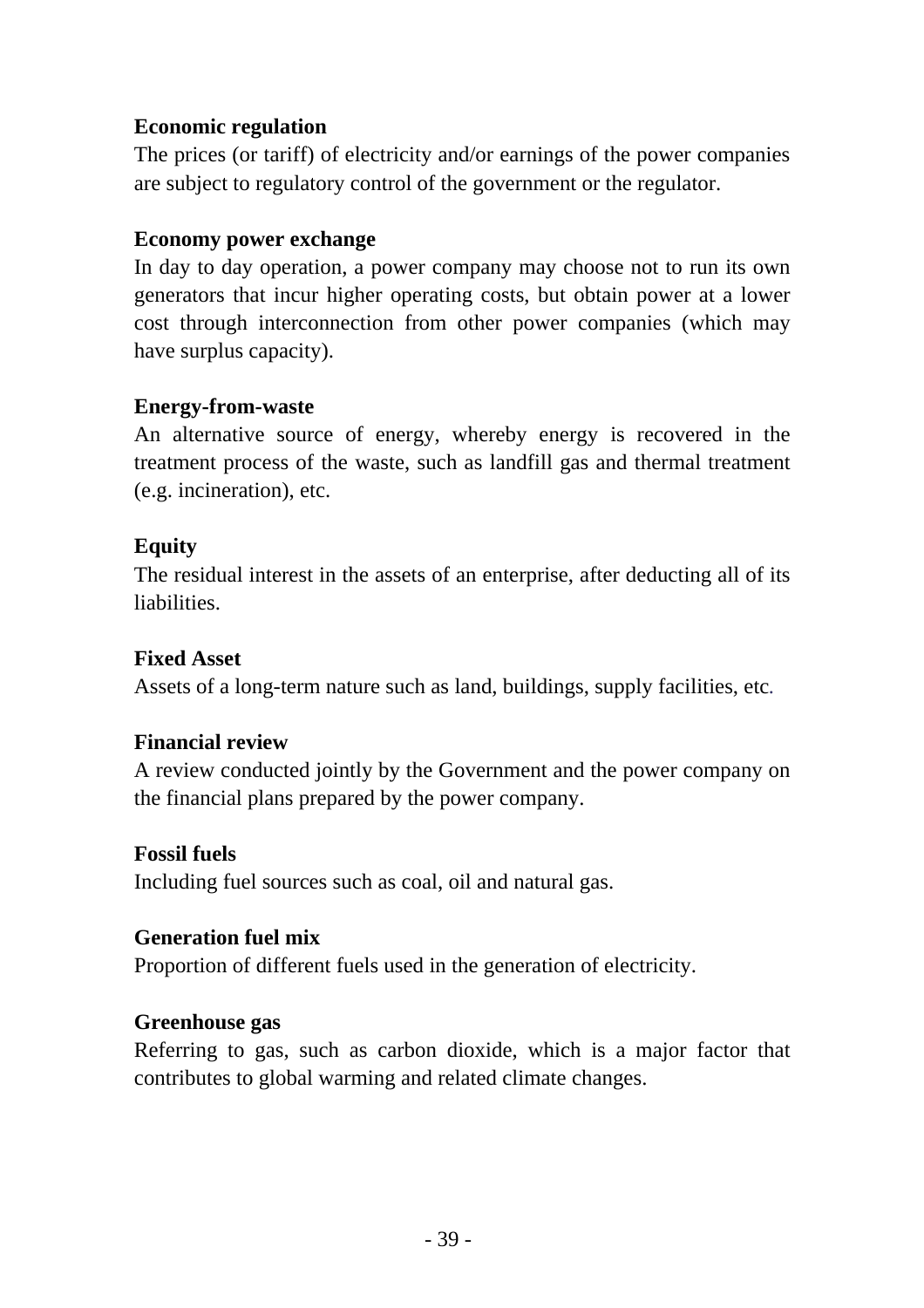**Economic regulation**

The prices (or tariff) of electricity and/or earnings of the power companies are subject to regulatory control of the government or the regulator.

**Economy power exchange**

In day to day operation, a power company may choose not to run its own generators that incur higher operating costs, but obtain power at a lower cost through interconnection from other power companies (which may have surplus capacity).

**Energy-from-waste**

An alternative source of energy, whereby energy is recovered in the treatment process of the waste, such as landfill gas and thermal treatment (e.g. incineration), etc.

**Equity**

The residual interest in the assets of an enterprise, after deducting all of its liabilities.

**Fixed Asset**

Assets of a long-term nature such as land, buildings, supply facilities, etc.

**Financial review**

A review conducted jointly by the Government and the power company on the financial plans prepared by the power company.

**Fossil fuels**

Including fuel sources such as coal, oil and natural gas.

**Generation fuel mix**

Proportion of different fuels used in the generation of electricity.

**Greenhouse gas**

Referring to gas, such as carbon dioxide, which is a major factor that contributes to global warming and related climate changes.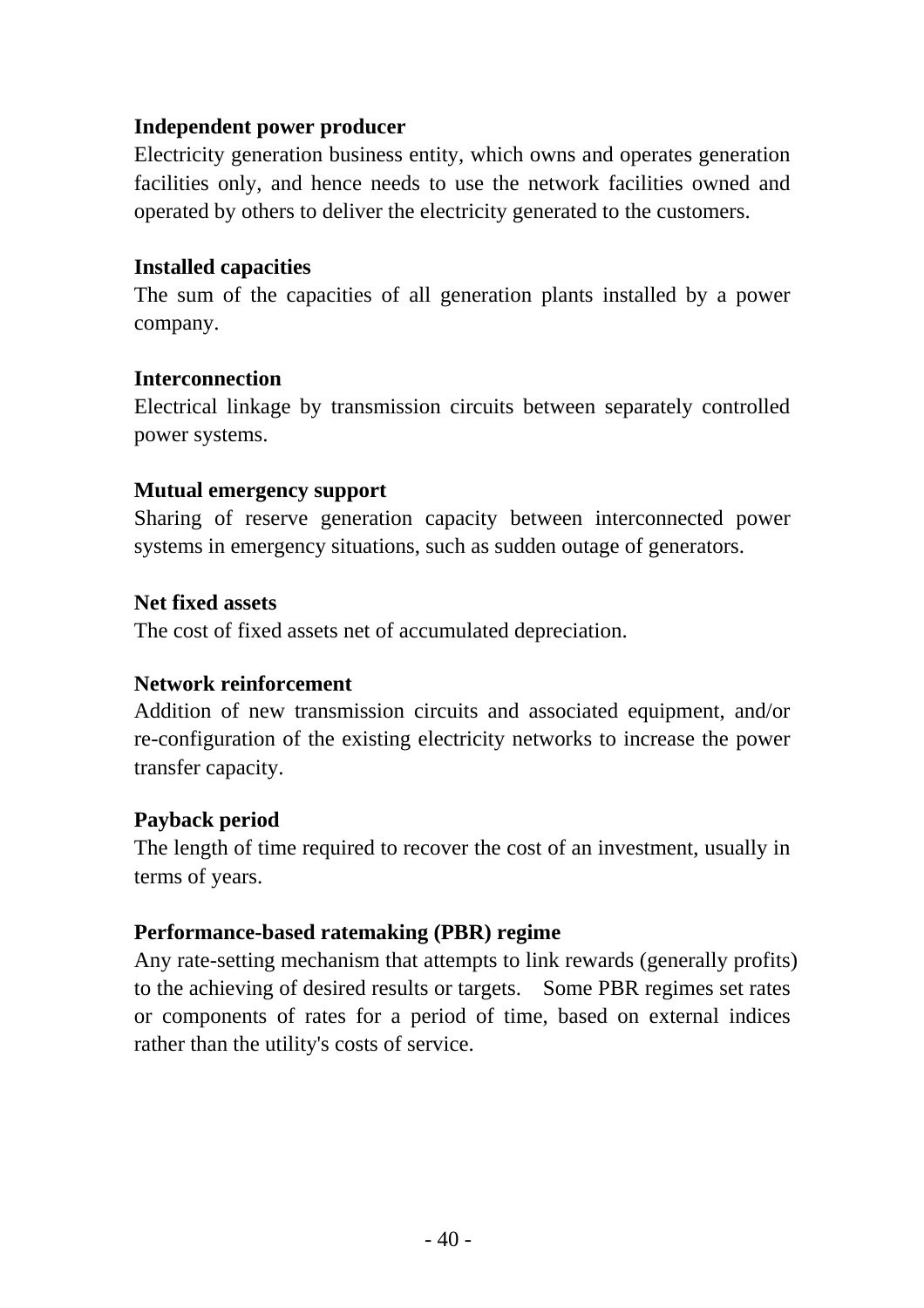**Independent power producer**

Electricity generation business entity, which owns and operates generation facilities only, and hence needs to use the network facilities owned and operated by others to deliver the electricity generated to the customers.

**Installed capacities**

The sum of the capacities of all generation plants installed by a power company.

**Interconnection**

Electrical linkage by transmission circuits between separately controlled power systems.

**Mutual emergency support**

Sharing of reserve generation capacity between interconnected power systems in emergency situations, such as sudden outage of generators.

**Net fixed assets**

The cost of fixed assets net of accumulated depreciation.

**Network reinforcement**

Addition of new transmission circuits and associated equipment, and/or re-configuration of the existing electricity networks to increase the power transfer capacity.

**Payback period**

The length of time required to recover the cost of an investment, usually in terms of years.

**Performance-based ratemaking (PBR) regime**

Any rate-setting mechanism that attempts to link rewards (generally profits) to the achieving of desired results or targets. Some PBR regimes set rates or components of rates for a period of time, based on external indices rather than the utility's costs of service.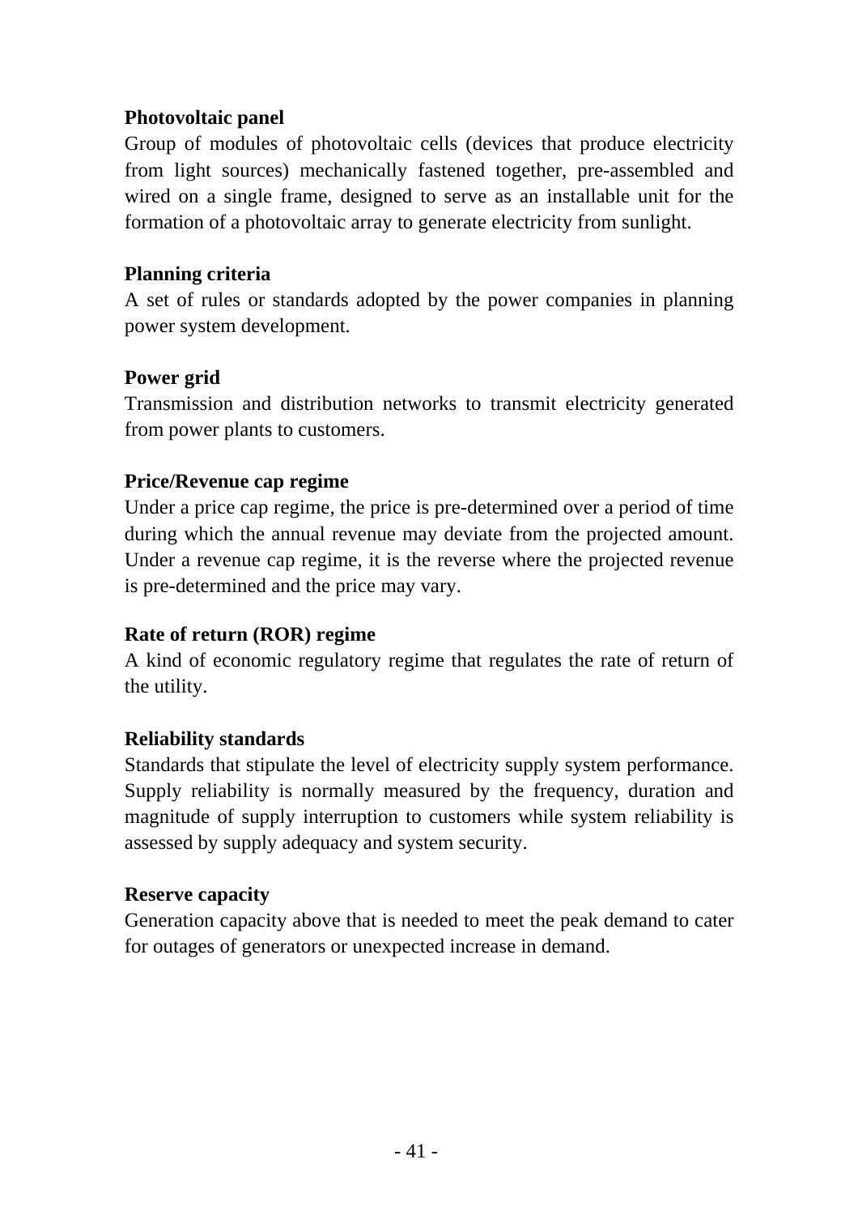**Photovoltaic panel**

Group of modules of photovoltaic cells (devices that produce electricity from light sources) mechanically fastened together, pre-assembled and wired on a single frame, designed to serve as an installable unit for the formation of a photovoltaic array to generate electricity from sunlight.

**Planning criteria**

A set of rules or standards adopted by the power companies in planning power system development.

**Power grid**

Transmission and distribution networks to transmit electricity generated from power plants to customers.

**Price/Revenue cap regime**

Under a price cap regime, the price is pre-determined over a period of time during which the annual revenue may deviate from the projected amount. Under a revenue cap regime, it is the reverse where the projected revenue is pre-determined and the price may vary.

**Rate of return (ROR) regime**

A kind of economic regulatory regime that regulates the rate of return of the utility.

**Reliability standards**

Standards that stipulate the level of electricity supply system performance. Supply reliability is normally measured by the frequency, duration and magnitude of supply interruption to customers while system reliability is assessed by supply adequacy and system security.

**Reserve capacity**

Generation capacity above that is needed to meet the peak demand to cater for outages of generators or unexpected increase in demand.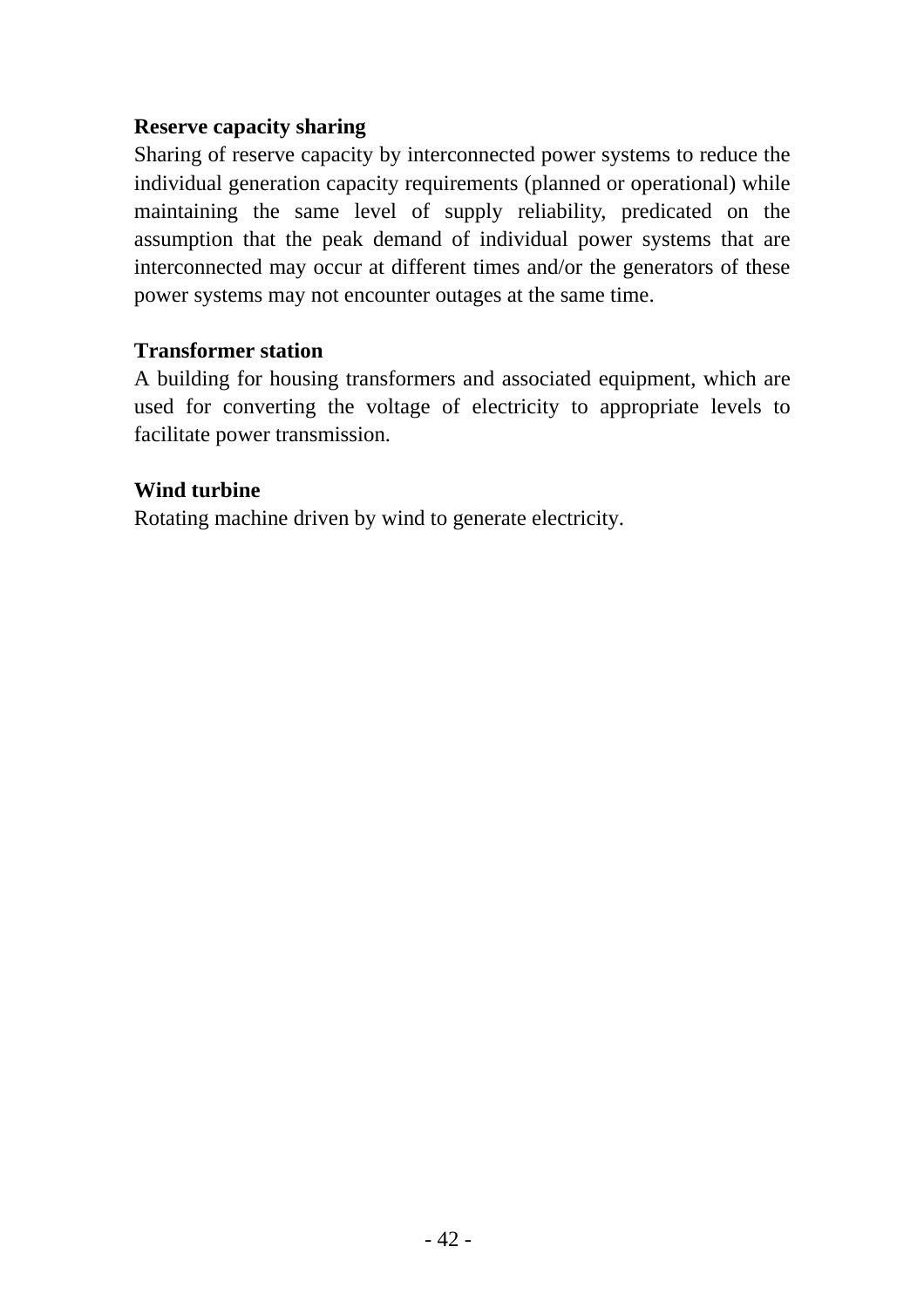**Reserve capacity sharing**

Sharing of reserve capacity by interconnected power systems to reduce the individual generation capacity requirements (planned or operational) while maintaining the same level of supply reliability, predicated on the assumption that the peak demand of individual power systems that are interconnected may occur at different times and/or the generators of these power systems may not encounter outages at the same time.

**Transformer station**

A building for housing transformers and associated equipment, which are used for converting the voltage of electricity to appropriate levels to facilitate power transmission.

**Wind turbine**

Rotating machine driven by wind to generate electricity.